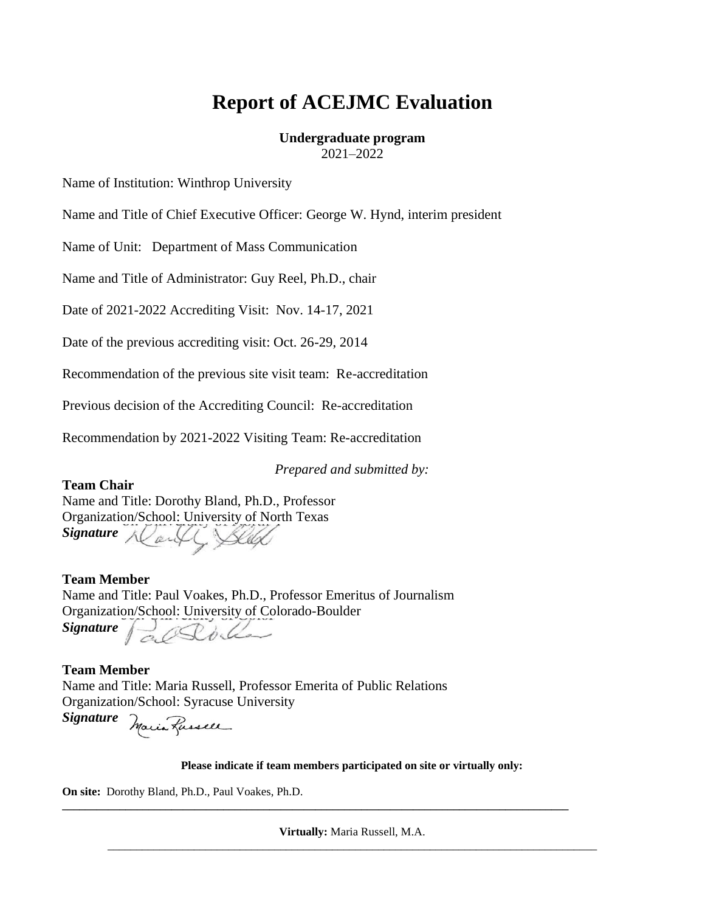# Report of ACEJMC Evaluation

**Undergraduate program**
2021–2022

Name of Institution: Winthrop University

Name and Title of Chief Executive Officer: George W. Hynd, interim president

Name of Unit: Department of Mass Communication

Name and Title of Administrator: Guy Reel, Ph.D., chair

Date of 2021-2022 Accrediting Visit: Nov. 14-17, 2021

Date of the previous accrediting visit: Oct. 26-29, 2014

Recommendation of the previous site visit team: Re-accreditation

Previous decision of the Accrediting Council: Re-accreditation

Recommendation by 2021-2022 Visiting Team: Re-accreditation

*Prepared and submitted by:*

**Team Chair**
Name and Title: Dorothy Bland, Ph.D., Professor
Organization/School: University of North Texas
***Signature***

**Team Member**
Name and Title: Paul Voakes, Ph.D., Professor Emeritus of Journalism
Organization/School: University of Colorado-Boulder
***Signature***

**Team Member**
Name and Title: Maria Russell, Professor Emerita of Public Relations
Organization/School: Syracuse University
***Signature***

**Please indicate if team members participated on site or virtually only:**

**On site:** Dorothy Bland, Ph.D., Paul Voakes, Ph.D.

**Virtually:** Maria Russell, M.A.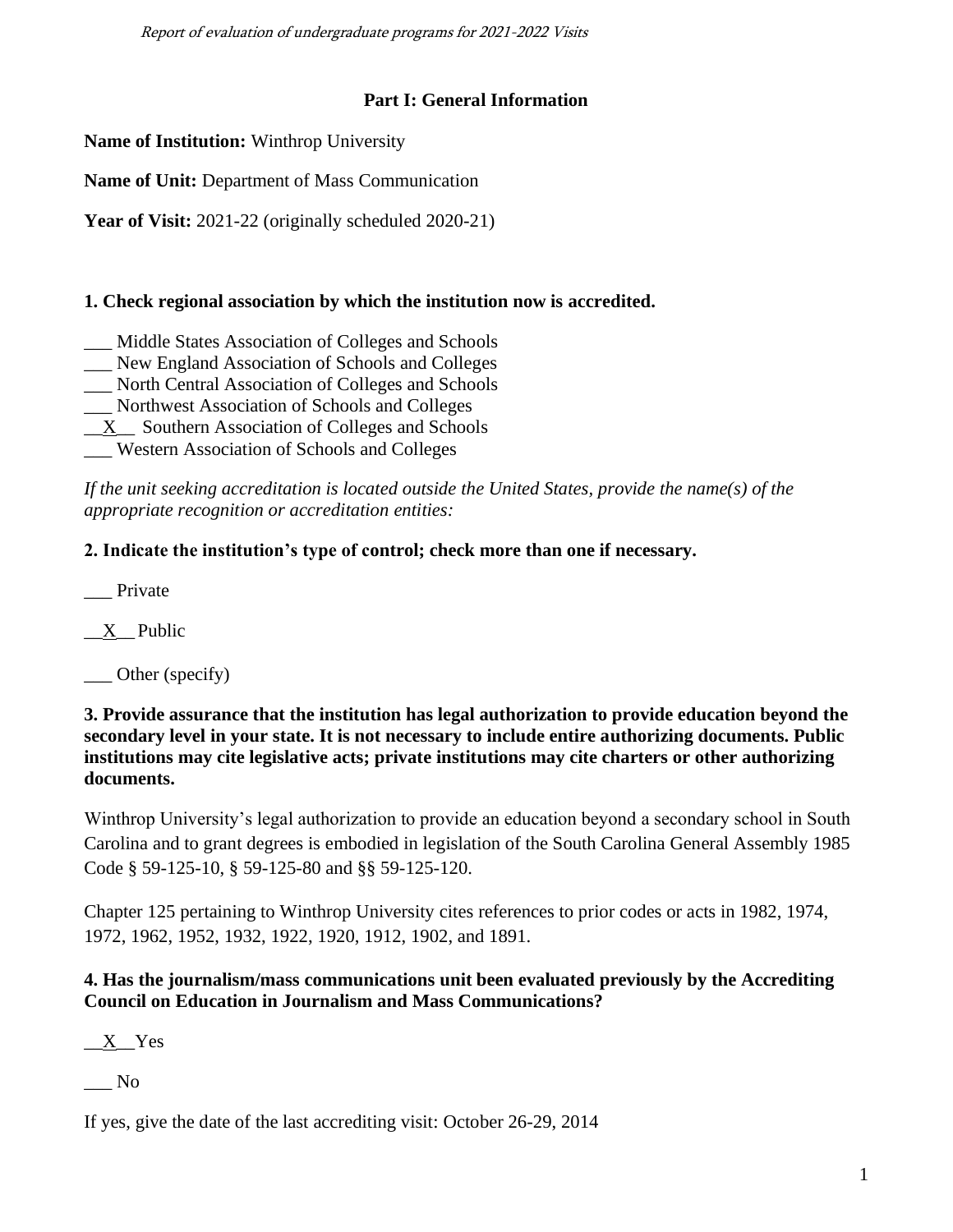## Part I: General Information

**Name of Institution:** Winthrop University

**Name of Unit:** Department of Mass Communication

**Year of Visit:** 2021-22 (originally scheduled 2020-21)

**1. Check regional association by which the institution now is accredited.**

___ Middle States Association of Colleges and Schools
___ New England Association of Schools and Colleges
___ North Central Association of Colleges and Schools
___ Northwest Association of Schools and Colleges
__X__ Southern Association of Colleges and Schools
___ Western Association of Schools and Colleges

*If the unit seeking accreditation is located outside the United States, provide the name(s) of the appropriate recognition or accreditation entities:*

**2. Indicate the institution's type of control; check more than one if necessary.**

___ Private

__X__ Public

___ Other (specify)

**3. Provide assurance that the institution has legal authorization to provide education beyond the secondary level in your state. It is not necessary to include entire authorizing documents. Public institutions may cite legislative acts; private institutions may cite charters or other authorizing documents.**

Winthrop University's legal authorization to provide an education beyond a secondary school in South Carolina and to grant degrees is embodied in legislation of the South Carolina General Assembly 1985 Code § 59-125-10, § 59-125-80 and §§ 59-125-120.

Chapter 125 pertaining to Winthrop University cites references to prior codes or acts in 1982, 1974, 1972, 1962, 1952, 1932, 1922, 1920, 1912, 1902, and 1891.

**4. Has the journalism/mass communications unit been evaluated previously by the Accrediting Council on Education in Journalism and Mass Communications?**

__X__ Yes

___ No

If yes, give the date of the last accrediting visit: October 26-29, 2014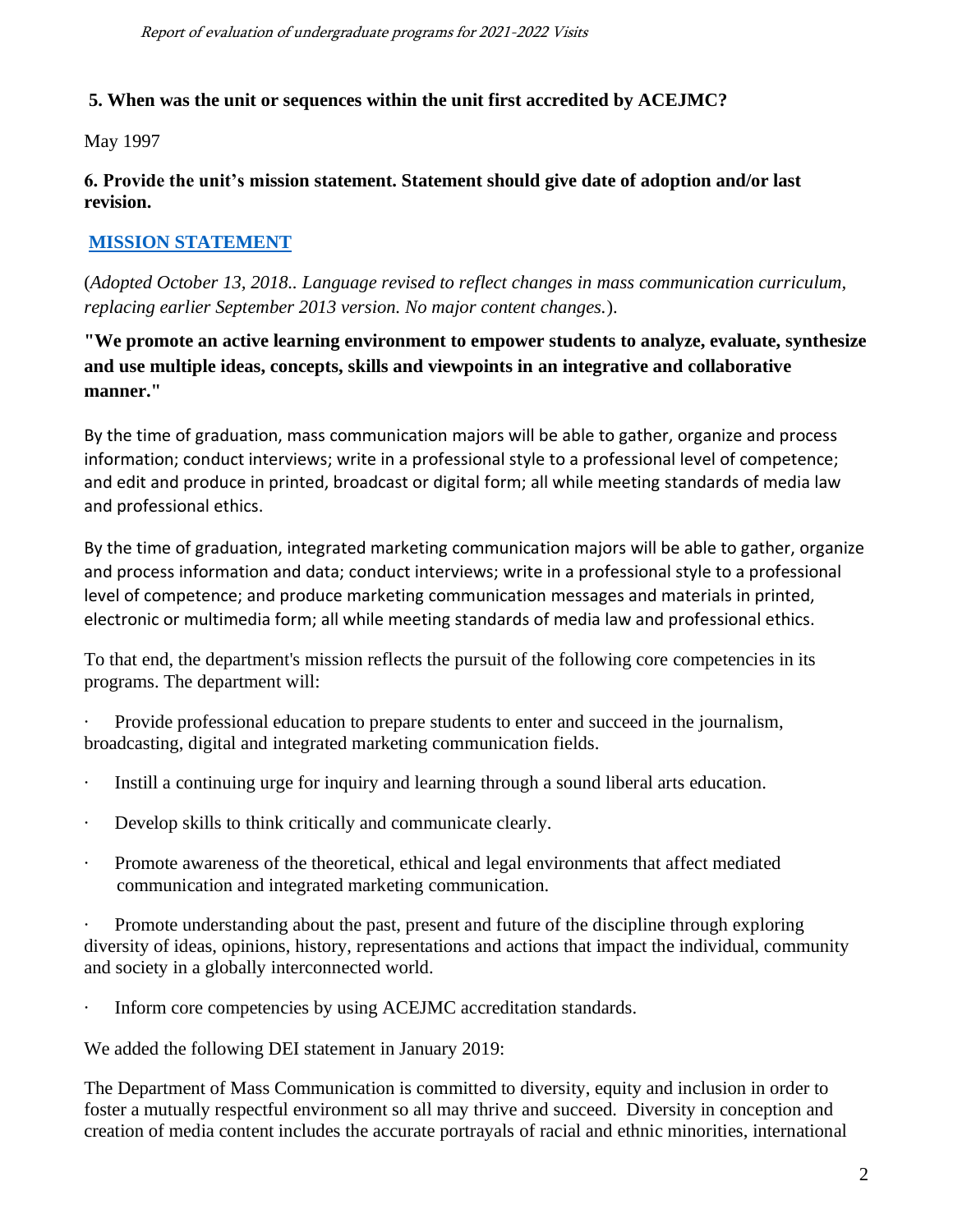**5. When was the unit or sequences within the unit first accredited by ACEJMC?**

May 1997

**6. Provide the unit's mission statement. Statement should give date of adoption and/or last revision.**

**MISSION STATEMENT**

(*Adopted October 13, 2018.. Language revised to reflect changes in mass communication curriculum, replacing earlier September 2013 version. No major content changes.*).

**"We promote an active learning environment to empower students to analyze, evaluate, synthesize and use multiple ideas, concepts, skills and viewpoints in an integrative and collaborative manner."**

By the time of graduation, mass communication majors will be able to gather, organize and process information; conduct interviews; write in a professional style to a professional level of competence; and edit and produce in printed, broadcast or digital form; all while meeting standards of media law and professional ethics.

By the time of graduation, integrated marketing communication majors will be able to gather, organize and process information and data; conduct interviews; write in a professional style to a professional level of competence; and produce marketing communication messages and materials in printed, electronic or multimedia form; all while meeting standards of media law and professional ethics.

To that end, the department's mission reflects the pursuit of the following core competencies in its programs. The department will:

- Provide professional education to prepare students to enter and succeed in the journalism, broadcasting, digital and integrated marketing communication fields.
- Instill a continuing urge for inquiry and learning through a sound liberal arts education.
- Develop skills to think critically and communicate clearly.
- Promote awareness of the theoretical, ethical and legal environments that affect mediated communication and integrated marketing communication.
- Promote understanding about the past, present and future of the discipline through exploring diversity of ideas, opinions, history, representations and actions that impact the individual, community and society in a globally interconnected world.
- Inform core competencies by using ACEJMC accreditation standards.

We added the following DEI statement in January 2019:

The Department of Mass Communication is committed to diversity, equity and inclusion in order to foster a mutually respectful environment so all may thrive and succeed. Diversity in conception and creation of media content includes the accurate portrayals of racial and ethnic minorities, international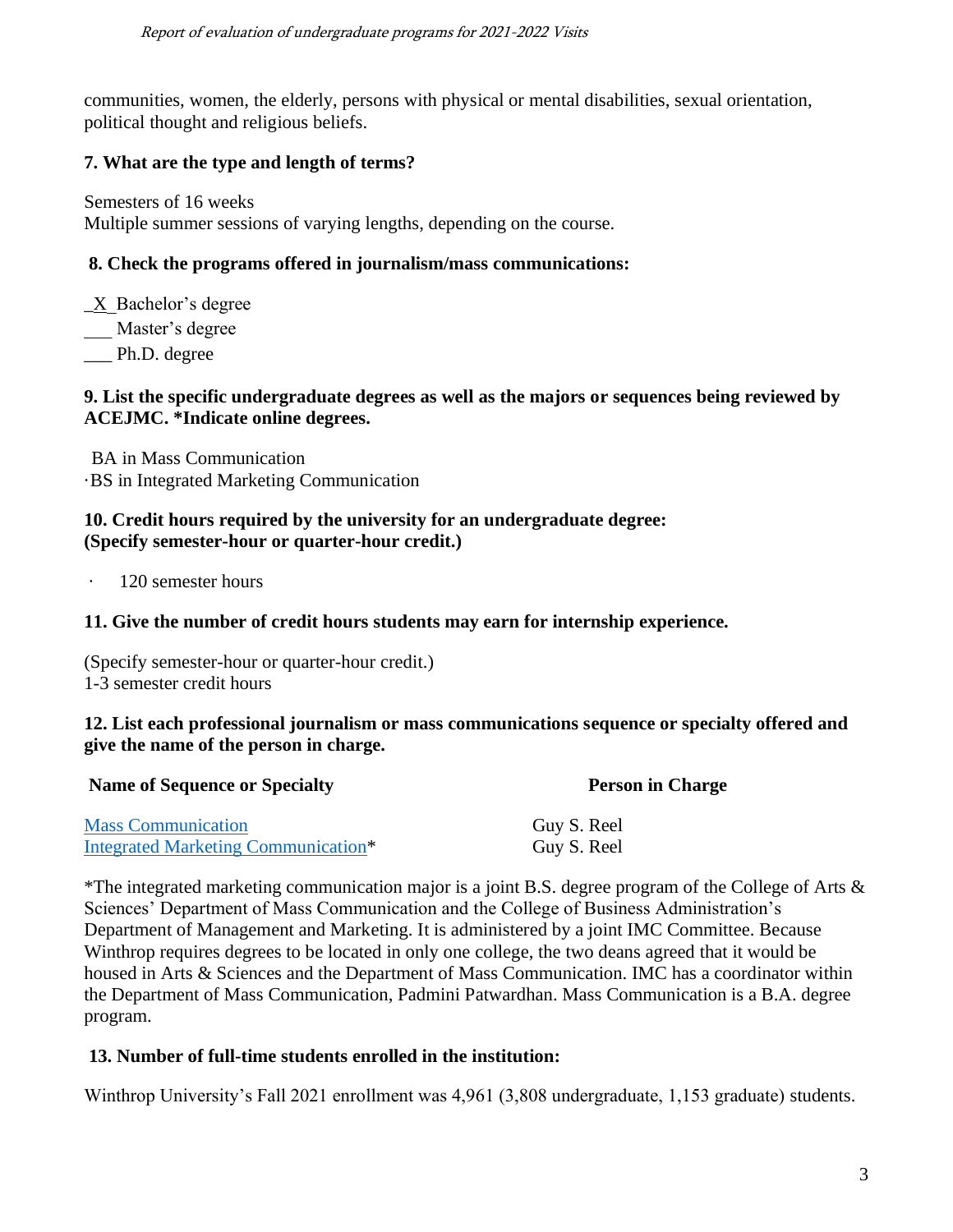communities, women, the elderly, persons with physical or mental disabilities, sexual orientation, political thought and religious beliefs.

**7. What are the type and length of terms?**

Semesters of 16 weeks
Multiple summer sessions of varying lengths, depending on the course.

**8. Check the programs offered in journalism/mass communications:**

_X_ Bachelor's degree
___ Master's degree
___ Ph.D. degree

**9. List the specific undergraduate degrees as well as the majors or sequences being reviewed by ACEJMC. *Indicate online degrees.**

BA in Mass Communication
·BS in Integrated Marketing Communication

**10. Credit hours required by the university for an undergraduate degree: (Specify semester-hour or quarter-hour credit.)**

· 120 semester hours

**11. Give the number of credit hours students may earn for internship experience.**

(Specify semester-hour or quarter-hour credit.)
1-3 semester credit hours

**12. List each professional journalism or mass communications sequence or specialty offered and give the name of the person in charge.**

| Name of Sequence or Specialty | Person in Charge |
|---|---|
| Mass Communication | Guy S. Reel |
| Integrated Marketing Communication* | Guy S. Reel |

*The integrated marketing communication major is a joint B.S. degree program of the College of Arts & Sciences' Department of Mass Communication and the College of Business Administration's Department of Management and Marketing. It is administered by a joint IMC Committee. Because Winthrop requires degrees to be located in only one college, the two deans agreed that it would be housed in Arts & Sciences and the Department of Mass Communication. IMC has a coordinator within the Department of Mass Communication, Padmini Patwardhan. Mass Communication is a B.A. degree program.

**13. Number of full-time students enrolled in the institution:**

Winthrop University's Fall 2021 enrollment was 4,961 (3,808 undergraduate, 1,153 graduate) students.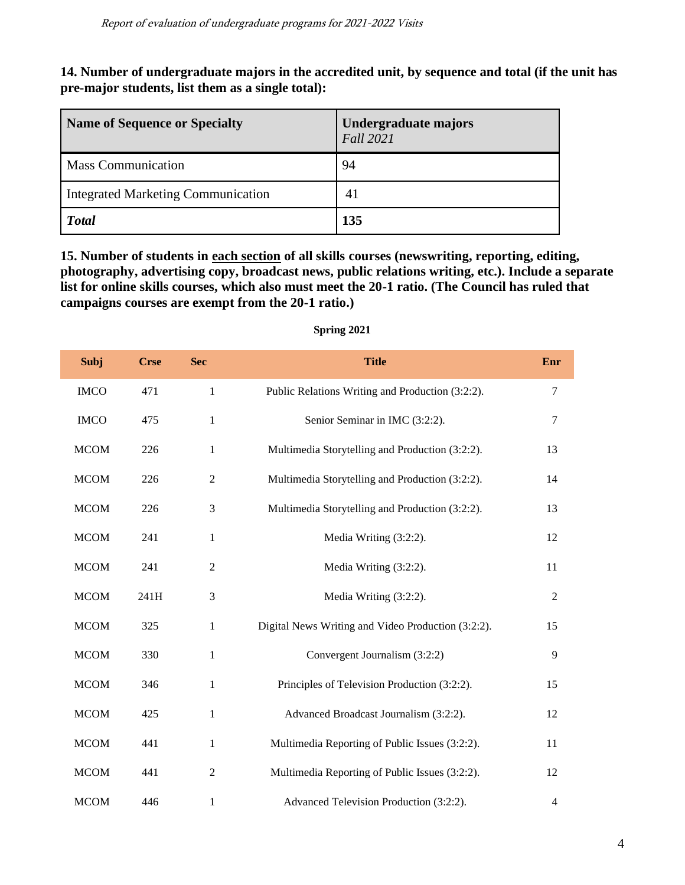**14. Number of undergraduate majors in the accredited unit, by sequence and total (if the unit has pre-major students, list them as a single total):**

| Name of Sequence or Specialty | Undergraduate majors *Fall 2021* |
|---|---|
| Mass Communication | 94 |
| Integrated Marketing Communication | 41 |
| ***Total*** | **135** |

**15. Number of students in each section of all skills courses (newswriting, reporting, editing, photography, advertising copy, broadcast news, public relations writing, etc.). Include a separate list for online skills courses, which also must meet the 20-1 ratio. (The Council has ruled that campaigns courses are exempt from the 20-1 ratio.)**

**Spring 2021**

| Subj | Crse | Sec | Title | Enr |
|---|---|---|---|---|
| IMCO | 471 | 1 | Public Relations Writing and Production (3:2:2). | 7 |
| IMCO | 475 | 1 | Senior Seminar in IMC (3:2:2). | 7 |
| MCOM | 226 | 1 | Multimedia Storytelling and Production (3:2:2). | 13 |
| MCOM | 226 | 2 | Multimedia Storytelling and Production (3:2:2). | 14 |
| MCOM | 226 | 3 | Multimedia Storytelling and Production (3:2:2). | 13 |
| MCOM | 241 | 1 | Media Writing (3:2:2). | 12 |
| MCOM | 241 | 2 | Media Writing (3:2:2). | 11 |
| MCOM | 241H | 3 | Media Writing (3:2:2). | 2 |
| MCOM | 325 | 1 | Digital News Writing and Video Production (3:2:2). | 15 |
| MCOM | 330 | 1 | Convergent Journalism (3:2:2) | 9 |
| MCOM | 346 | 1 | Principles of Television Production (3:2:2). | 15 |
| MCOM | 425 | 1 | Advanced Broadcast Journalism (3:2:2). | 12 |
| MCOM | 441 | 1 | Multimedia Reporting of Public Issues (3:2:2). | 11 |
| MCOM | 441 | 2 | Multimedia Reporting of Public Issues (3:2:2). | 12 |
| MCOM | 446 | 1 | Advanced Television Production (3:2:2). | 4 |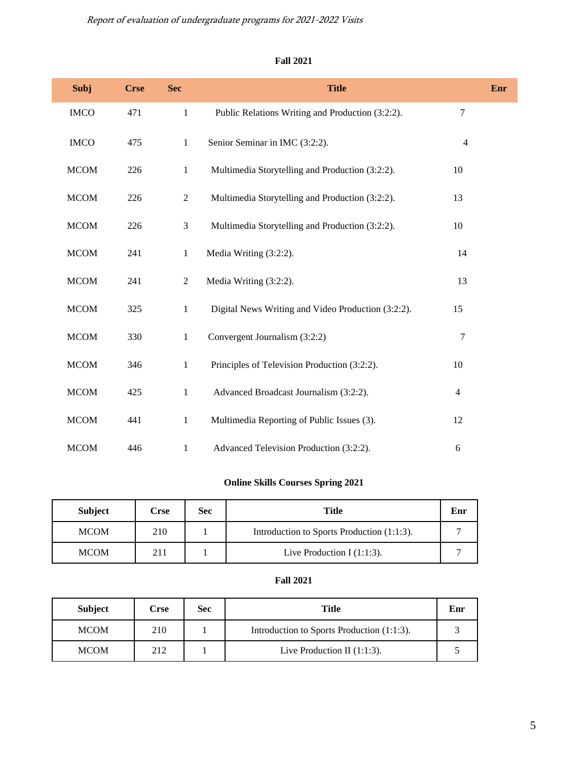**Fall 2021**

| Subj | Crse | Sec | Title | Enr |
|---|---|---|---|---|
| IMCO | 471 | 1 | Public Relations Writing and Production (3:2:2). | 7 |
| IMCO | 475 | 1 | Senior Seminar in IMC (3:2:2). | 4 |
| MCOM | 226 | 1 | Multimedia Storytelling and Production (3:2:2). | 10 |
| MCOM | 226 | 2 | Multimedia Storytelling and Production (3:2:2). | 13 |
| MCOM | 226 | 3 | Multimedia Storytelling and Production (3:2:2). | 10 |
| MCOM | 241 | 1 | Media Writing (3:2:2). | 14 |
| MCOM | 241 | 2 | Media Writing (3:2:2). | 13 |
| MCOM | 325 | 1 | Digital News Writing and Video Production (3:2:2). | 15 |
| MCOM | 330 | 1 | Convergent Journalism (3:2:2) | 7 |
| MCOM | 346 | 1 | Principles of Television Production (3:2:2). | 10 |
| MCOM | 425 | 1 | Advanced Broadcast Journalism (3:2:2). | 4 |
| MCOM | 441 | 1 | Multimedia Reporting of Public Issues (3). | 12 |
| MCOM | 446 | 1 | Advanced Television Production (3:2:2). | 6 |

**Online Skills Courses Spring 2021**

| Subject | Crse | Sec | Title | Enr |
|---|---|---|---|---|
| MCOM | 210 | 1 | Introduction to Sports Production (1:1:3). | 7 |
| MCOM | 211 | 1 | Live Production I (1:1:3). | 7 |

**Fall 2021**

| Subject | Crse | Sec | Title | Enr |
|---|---|---|---|---|
| MCOM | 210 | 1 | Introduction to Sports Production (1:1:3). | 3 |
| MCOM | 212 | 1 | Live Production II (1:1:3). | 5 |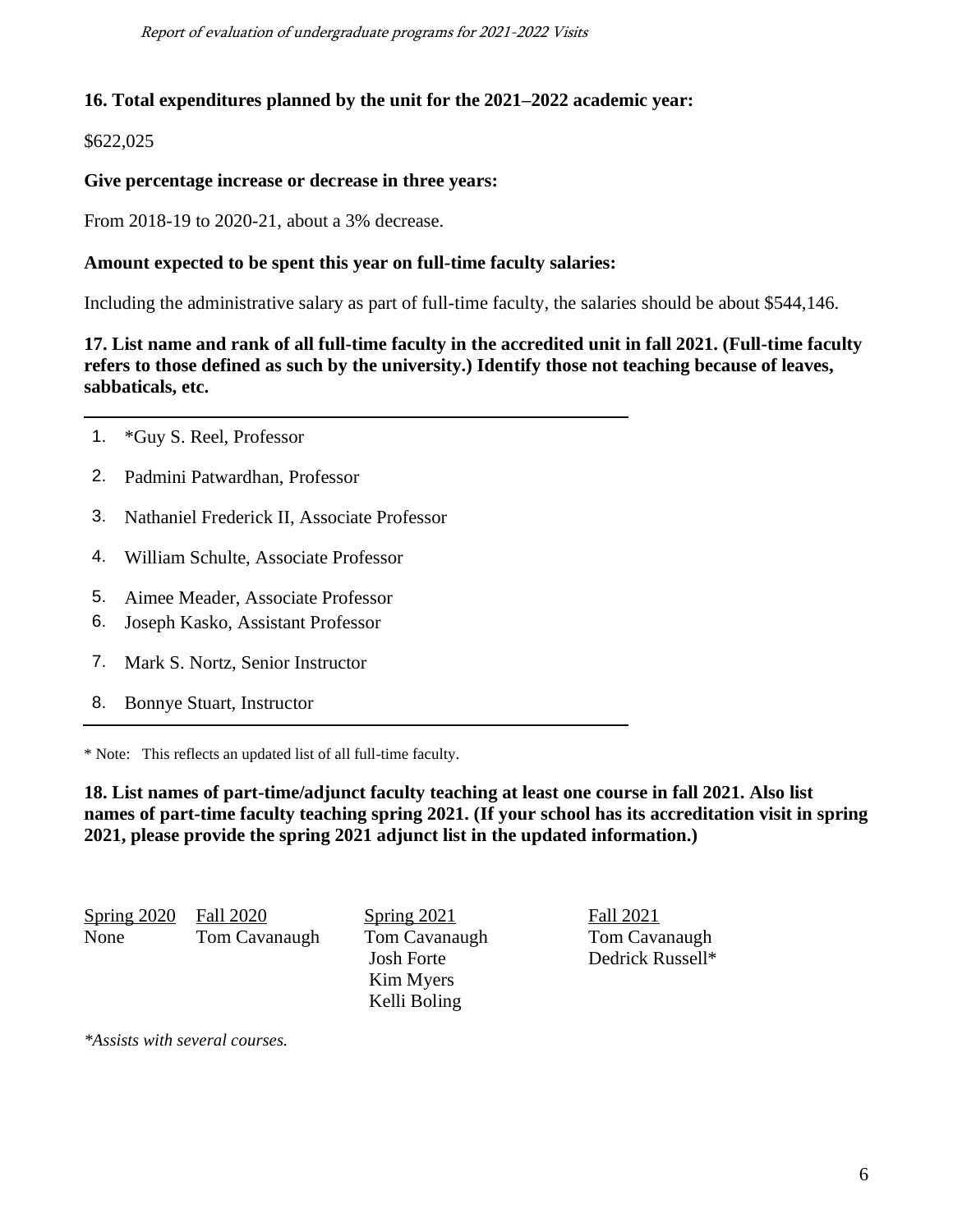**16. Total expenditures planned by the unit for the 2021–2022 academic year:**

$622,025

**Give percentage increase or decrease in three years:**

From 2018-19 to 2020-21, about a 3% decrease.

**Amount expected to be spent this year on full-time faculty salaries:**

Including the administrative salary as part of full-time faculty, the salaries should be about $544,146.

**17. List name and rank of all full-time faculty in the accredited unit in fall 2021. (Full-time faculty refers to those defined as such by the university.) Identify those not teaching because of leaves, sabbaticals, etc.**

1. *Guy S. Reel, Professor
2. Padmini Patwardhan, Professor
3. Nathaniel Frederick II, Associate Professor
4. William Schulte, Associate Professor
5. Aimee Meader, Associate Professor
6. Joseph Kasko, Assistant Professor
7. Mark S. Nortz, Senior Instructor
8. Bonnye Stuart, Instructor

* Note: This reflects an updated list of all full-time faculty.

**18. List names of part-time/adjunct faculty teaching at least one course in fall 2021. Also list names of part-time faculty teaching spring 2021. (If your school has its accreditation visit in spring 2021, please provide the spring 2021 adjunct list in the updated information.)**

| Spring 2020 | Fall 2020 | Spring 2021 | Fall 2021 |
|---|---|---|---|
| None | Tom Cavanaugh | Tom Cavanaugh | Tom Cavanaugh |
| | | Josh Forte | Dedrick Russell* |
| | | Kim Myers | |
| | | Kelli Boling | |

**Assists with several courses.*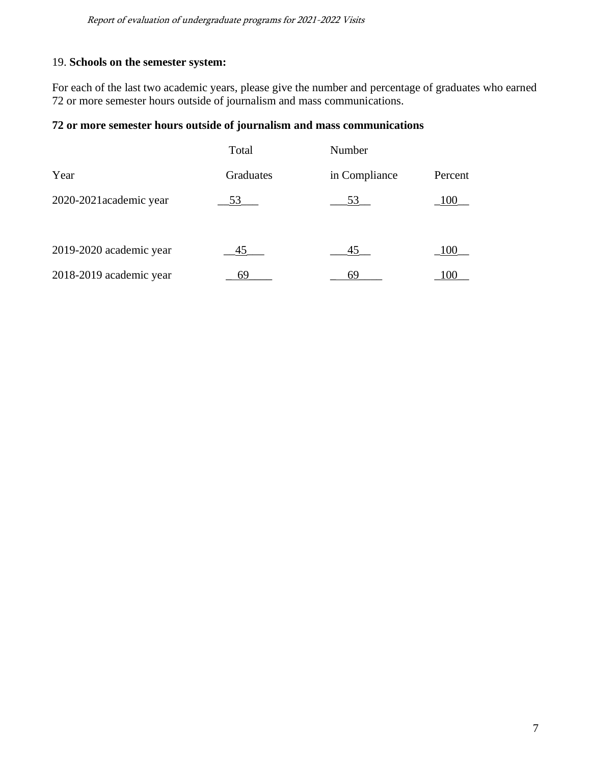19. **Schools on the semester system:**

For each of the last two academic years, please give the number and percentage of graduates who earned 72 or more semester hours outside of journalism and mass communications.

**72 or more semester hours outside of journalism and mass communications**

| Year | Total Graduates | Number in Compliance | Percent |
|---|---|---|---|
| 2020-2021academic year | 53 | 53 | 100 |
| 2019-2020 academic year | 45 | 45 | 100 |
| 2018-2019 academic year | 69 | 69 | 100 |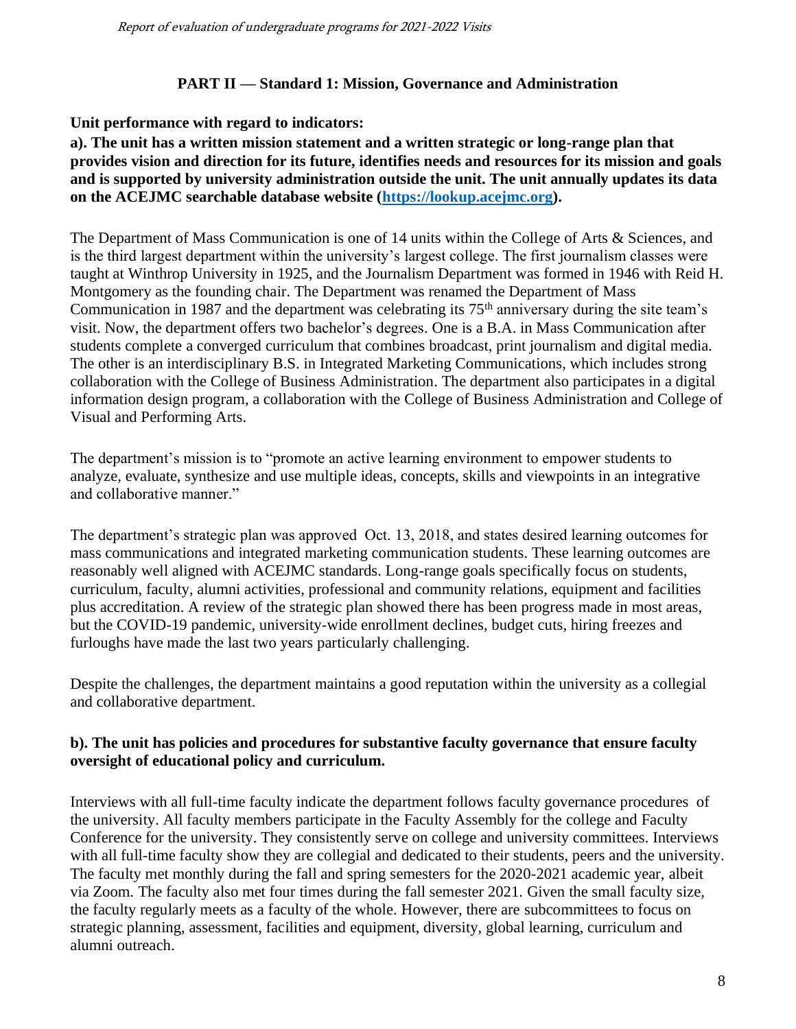## PART II — Standard 1: Mission, Governance and Administration

**Unit performance with regard to indicators:**

**a). The unit has a written mission statement and a written strategic or long-range plan that provides vision and direction for its future, identifies needs and resources for its mission and goals and is supported by university administration outside the unit. The unit annually updates its data on the ACEJMC searchable database website (https://lookup.acejmc.org).**

The Department of Mass Communication is one of 14 units within the College of Arts & Sciences, and is the third largest department within the university's largest college. The first journalism classes were taught at Winthrop University in 1925, and the Journalism Department was formed in 1946 with Reid H. Montgomery as the founding chair. The Department was renamed the Department of Mass Communication in 1987 and the department was celebrating its 75th anniversary during the site team's visit. Now, the department offers two bachelor's degrees. One is a B.A. in Mass Communication after students complete a converged curriculum that combines broadcast, print journalism and digital media. The other is an interdisciplinary B.S. in Integrated Marketing Communications, which includes strong collaboration with the College of Business Administration. The department also participates in a digital information design program, a collaboration with the College of Business Administration and College of Visual and Performing Arts.

The department's mission is to "promote an active learning environment to empower students to analyze, evaluate, synthesize and use multiple ideas, concepts, skills and viewpoints in an integrative and collaborative manner."

The department's strategic plan was approved Oct. 13, 2018, and states desired learning outcomes for mass communications and integrated marketing communication students. These learning outcomes are reasonably well aligned with ACEJMC standards. Long-range goals specifically focus on students, curriculum, faculty, alumni activities, professional and community relations, equipment and facilities plus accreditation. A review of the strategic plan showed there has been progress made in most areas, but the COVID-19 pandemic, university-wide enrollment declines, budget cuts, hiring freezes and furloughs have made the last two years particularly challenging.

Despite the challenges, the department maintains a good reputation within the university as a collegial and collaborative department.

**b). The unit has policies and procedures for substantive faculty governance that ensure faculty oversight of educational policy and curriculum.**

Interviews with all full-time faculty indicate the department follows faculty governance procedures of the university. All faculty members participate in the Faculty Assembly for the college and Faculty Conference for the university. They consistently serve on college and university committees. Interviews with all full-time faculty show they are collegial and dedicated to their students, peers and the university. The faculty met monthly during the fall and spring semesters for the 2020-2021 academic year, albeit via Zoom. The faculty also met four times during the fall semester 2021. Given the small faculty size, the faculty regularly meets as a faculty of the whole. However, there are subcommittees to focus on strategic planning, assessment, facilities and equipment, diversity, global learning, curriculum and alumni outreach.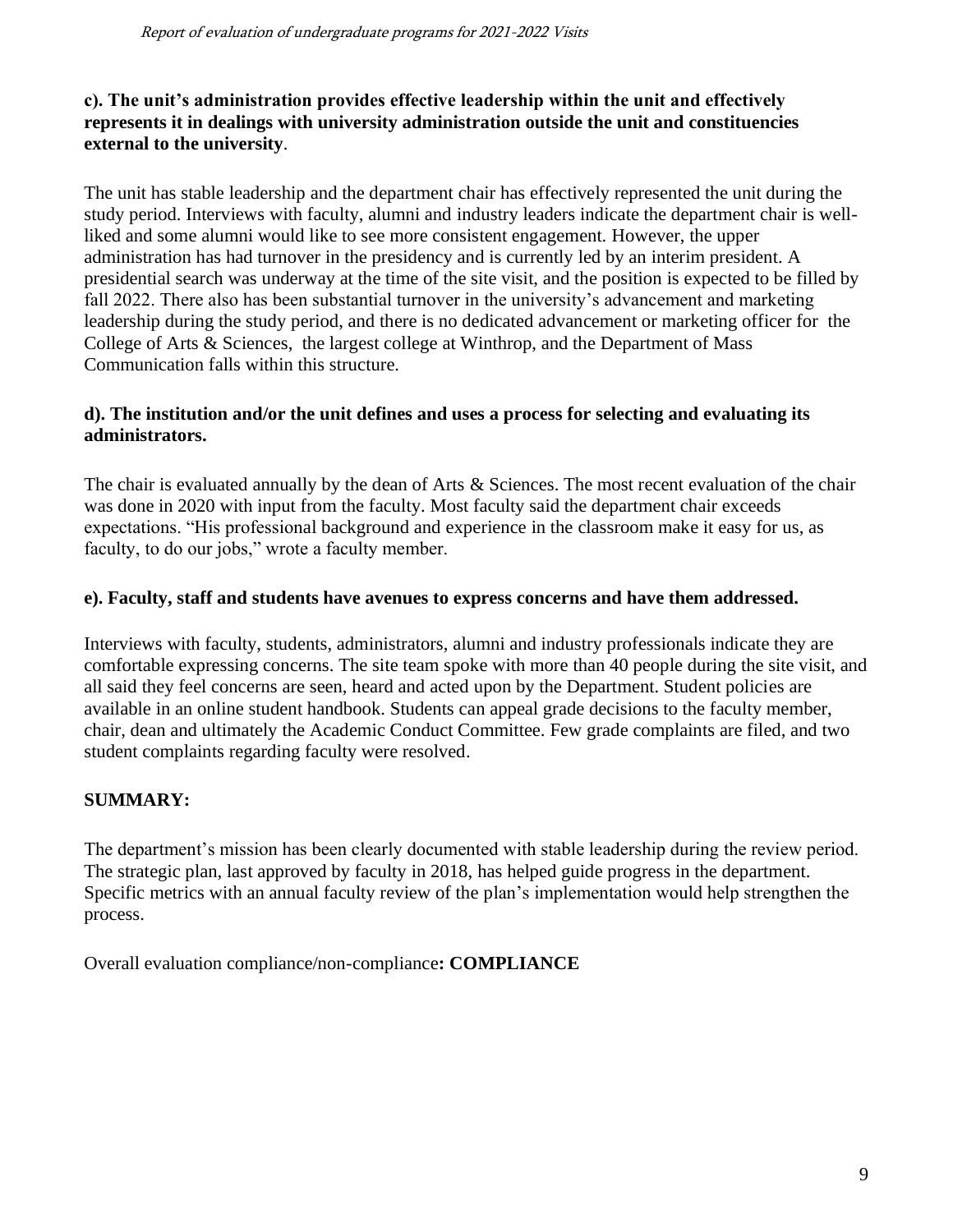**c). The unit's administration provides effective leadership within the unit and effectively represents it in dealings with university administration outside the unit and constituencies external to the university**.

The unit has stable leadership and the department chair has effectively represented the unit during the study period. Interviews with faculty, alumni and industry leaders indicate the department chair is well-liked and some alumni would like to see more consistent engagement. However, the upper administration has had turnover in the presidency and is currently led by an interim president. A presidential search was underway at the time of the site visit, and the position is expected to be filled by fall 2022. There also has been substantial turnover in the university's advancement and marketing leadership during the study period, and there is no dedicated advancement or marketing officer for the College of Arts & Sciences, the largest college at Winthrop, and the Department of Mass Communication falls within this structure.

**d). The institution and/or the unit defines and uses a process for selecting and evaluating its administrators.**

The chair is evaluated annually by the dean of Arts & Sciences. The most recent evaluation of the chair was done in 2020 with input from the faculty. Most faculty said the department chair exceeds expectations. "His professional background and experience in the classroom make it easy for us, as faculty, to do our jobs," wrote a faculty member.

**e). Faculty, staff and students have avenues to express concerns and have them addressed.**

Interviews with faculty, students, administrators, alumni and industry professionals indicate they are comfortable expressing concerns. The site team spoke with more than 40 people during the site visit, and all said they feel concerns are seen, heard and acted upon by the Department. Student policies are available in an online student handbook. Students can appeal grade decisions to the faculty member, chair, dean and ultimately the Academic Conduct Committee. Few grade complaints are filed, and two student complaints regarding faculty were resolved.

**SUMMARY:**

The department's mission has been clearly documented with stable leadership during the review period. The strategic plan, last approved by faculty in 2018, has helped guide progress in the department. Specific metrics with an annual faculty review of the plan's implementation would help strengthen the process.

Overall evaluation compliance/non-compliance**: COMPLIANCE**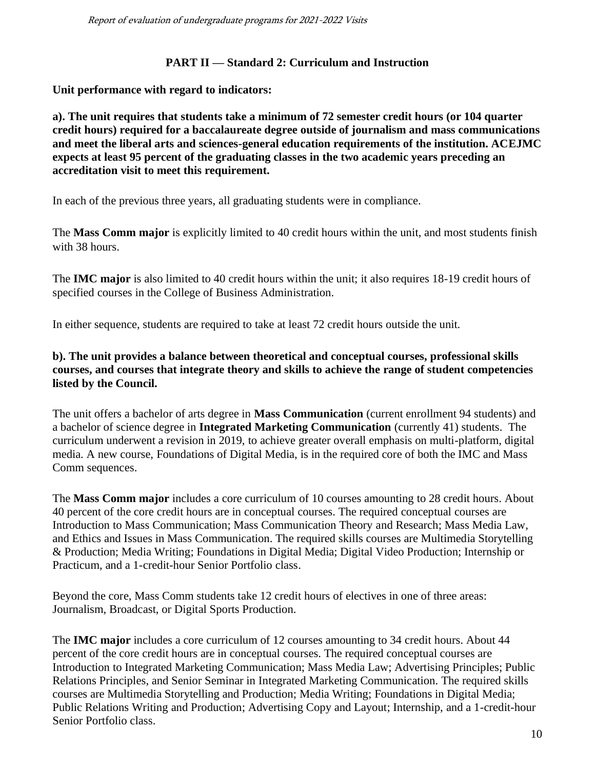## PART II — Standard 2: Curriculum and Instruction

**Unit performance with regard to indicators:**

**a). The unit requires that students take a minimum of 72 semester credit hours (or 104 quarter credit hours) required for a baccalaureate degree outside of journalism and mass communications and meet the liberal arts and sciences-general education requirements of the institution. ACEJMC expects at least 95 percent of the graduating classes in the two academic years preceding an accreditation visit to meet this requirement.**

In each of the previous three years, all graduating students were in compliance.

The **Mass Comm major** is explicitly limited to 40 credit hours within the unit, and most students finish with 38 hours.

The **IMC major** is also limited to 40 credit hours within the unit; it also requires 18-19 credit hours of specified courses in the College of Business Administration.

In either sequence, students are required to take at least 72 credit hours outside the unit.

**b). The unit provides a balance between theoretical and conceptual courses, professional skills courses, and courses that integrate theory and skills to achieve the range of student competencies listed by the Council.**

The unit offers a bachelor of arts degree in **Mass Communication** (current enrollment 94 students) and a bachelor of science degree in **Integrated Marketing Communication** (currently 41) students. The curriculum underwent a revision in 2019, to achieve greater overall emphasis on multi-platform, digital media. A new course, Foundations of Digital Media, is in the required core of both the IMC and Mass Comm sequences.

The **Mass Comm major** includes a core curriculum of 10 courses amounting to 28 credit hours. About 40 percent of the core credit hours are in conceptual courses. The required conceptual courses are Introduction to Mass Communication; Mass Communication Theory and Research; Mass Media Law, and Ethics and Issues in Mass Communication. The required skills courses are Multimedia Storytelling & Production; Media Writing; Foundations in Digital Media; Digital Video Production; Internship or Practicum, and a 1-credit-hour Senior Portfolio class.

Beyond the core, Mass Comm students take 12 credit hours of electives in one of three areas: Journalism, Broadcast, or Digital Sports Production.

The **IMC major** includes a core curriculum of 12 courses amounting to 34 credit hours. About 44 percent of the core credit hours are in conceptual courses. The required conceptual courses are Introduction to Integrated Marketing Communication; Mass Media Law; Advertising Principles; Public Relations Principles, and Senior Seminar in Integrated Marketing Communication. The required skills courses are Multimedia Storytelling and Production; Media Writing; Foundations in Digital Media; Public Relations Writing and Production; Advertising Copy and Layout; Internship, and a 1-credit-hour Senior Portfolio class.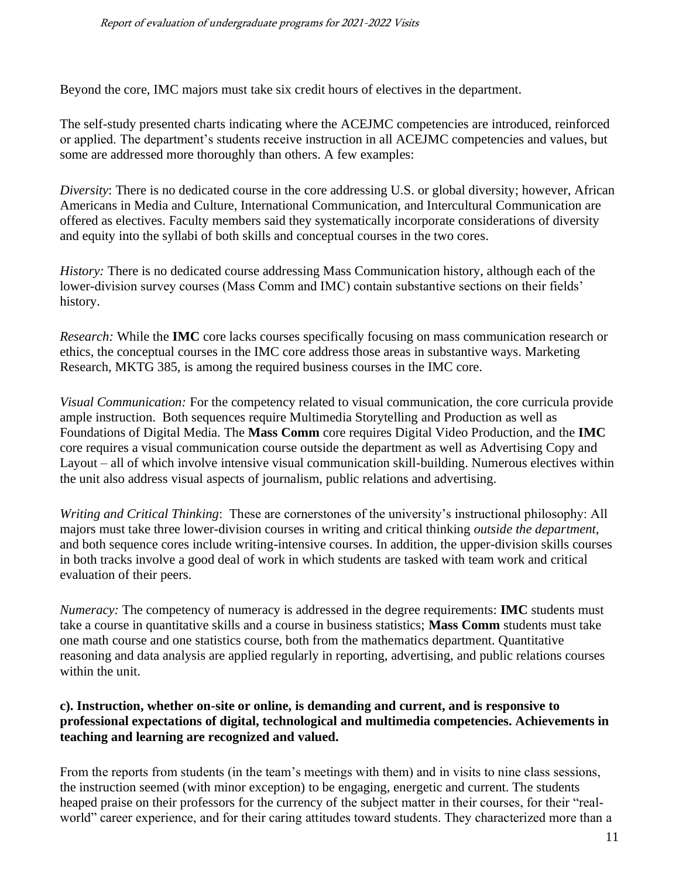Beyond the core, IMC majors must take six credit hours of electives in the department.

The self-study presented charts indicating where the ACEJMC competencies are introduced, reinforced or applied. The department's students receive instruction in all ACEJMC competencies and values, but some are addressed more thoroughly than others. A few examples:

*Diversity*: There is no dedicated course in the core addressing U.S. or global diversity; however, African Americans in Media and Culture, International Communication, and Intercultural Communication are offered as electives. Faculty members said they systematically incorporate considerations of diversity and equity into the syllabi of both skills and conceptual courses in the two cores.

*History:* There is no dedicated course addressing Mass Communication history, although each of the lower-division survey courses (Mass Comm and IMC) contain substantive sections on their fields' history.

*Research:* While the **IMC** core lacks courses specifically focusing on mass communication research or ethics, the conceptual courses in the IMC core address those areas in substantive ways. Marketing Research, MKTG 385, is among the required business courses in the IMC core.

*Visual Communication:* For the competency related to visual communication, the core curricula provide ample instruction. Both sequences require Multimedia Storytelling and Production as well as Foundations of Digital Media. The **Mass Comm** core requires Digital Video Production, and the **IMC** core requires a visual communication course outside the department as well as Advertising Copy and Layout – all of which involve intensive visual communication skill-building. Numerous electives within the unit also address visual aspects of journalism, public relations and advertising.

*Writing and Critical Thinking*: These are cornerstones of the university's instructional philosophy: All majors must take three lower-division courses in writing and critical thinking *outside the department*, and both sequence cores include writing-intensive courses. In addition, the upper-division skills courses in both tracks involve a good deal of work in which students are tasked with team work and critical evaluation of their peers.

*Numeracy:* The competency of numeracy is addressed in the degree requirements: **IMC** students must take a course in quantitative skills and a course in business statistics; **Mass Comm** students must take one math course and one statistics course, both from the mathematics department. Quantitative reasoning and data analysis are applied regularly in reporting, advertising, and public relations courses within the unit.

**c). Instruction, whether on-site or online, is demanding and current, and is responsive to professional expectations of digital, technological and multimedia competencies. Achievements in teaching and learning are recognized and valued.**

From the reports from students (in the team's meetings with them) and in visits to nine class sessions, the instruction seemed (with minor exception) to be engaging, energetic and current. The students heaped praise on their professors for the currency of the subject matter in their courses, for their "real-world" career experience, and for their caring attitudes toward students. They characterized more than a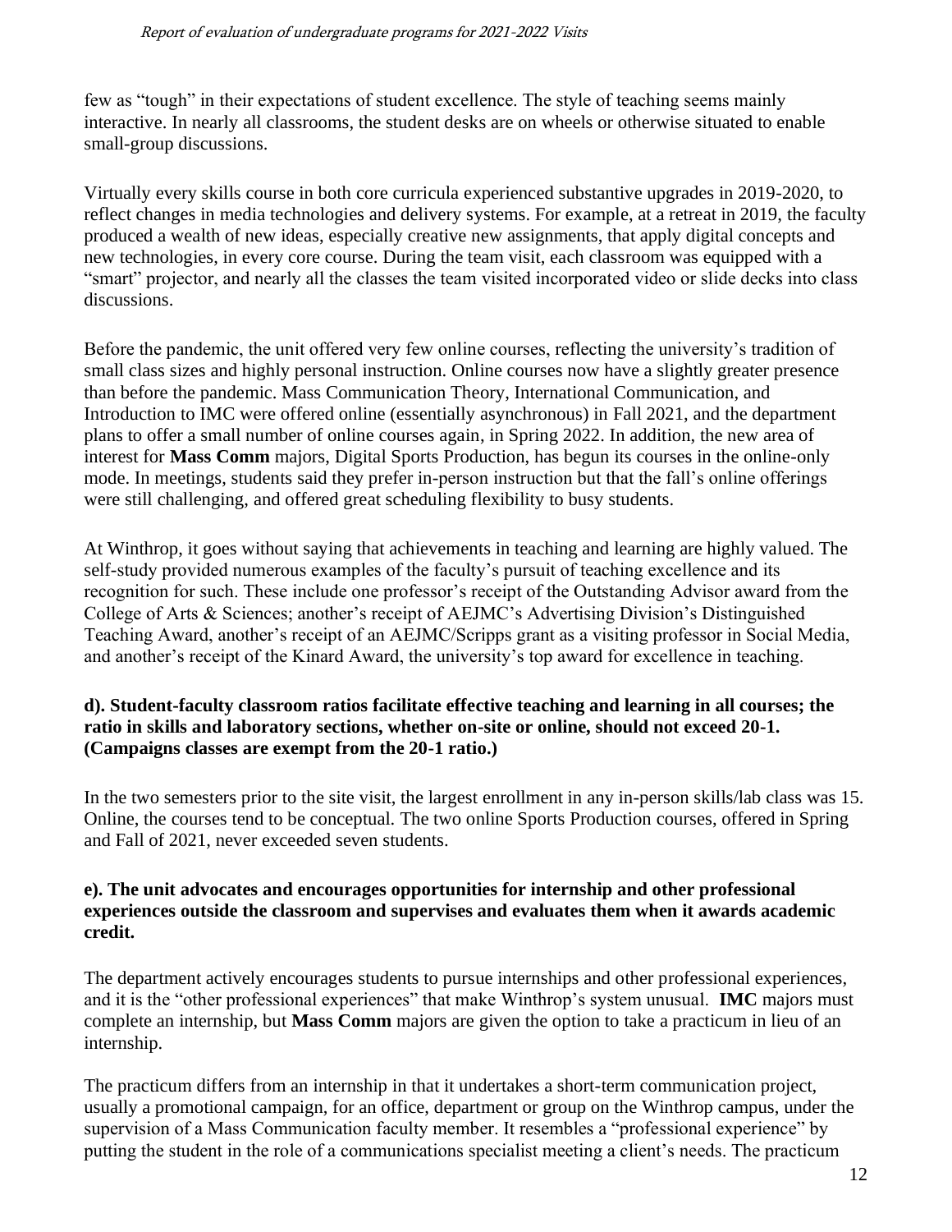few as "tough" in their expectations of student excellence. The style of teaching seems mainly interactive. In nearly all classrooms, the student desks are on wheels or otherwise situated to enable small-group discussions.

Virtually every skills course in both core curricula experienced substantive upgrades in 2019-2020, to reflect changes in media technologies and delivery systems. For example, at a retreat in 2019, the faculty produced a wealth of new ideas, especially creative new assignments, that apply digital concepts and new technologies, in every core course. During the team visit, each classroom was equipped with a "smart" projector, and nearly all the classes the team visited incorporated video or slide decks into class discussions.

Before the pandemic, the unit offered very few online courses, reflecting the university's tradition of small class sizes and highly personal instruction. Online courses now have a slightly greater presence than before the pandemic. Mass Communication Theory, International Communication, and Introduction to IMC were offered online (essentially asynchronous) in Fall 2021, and the department plans to offer a small number of online courses again, in Spring 2022. In addition, the new area of interest for **Mass Comm** majors, Digital Sports Production, has begun its courses in the online-only mode. In meetings, students said they prefer in-person instruction but that the fall's online offerings were still challenging, and offered great scheduling flexibility to busy students.

At Winthrop, it goes without saying that achievements in teaching and learning are highly valued. The self-study provided numerous examples of the faculty's pursuit of teaching excellence and its recognition for such. These include one professor's receipt of the Outstanding Advisor award from the College of Arts & Sciences; another's receipt of AEJMC's Advertising Division's Distinguished Teaching Award, another's receipt of an AEJMC/Scripps grant as a visiting professor in Social Media, and another's receipt of the Kinard Award, the university's top award for excellence in teaching.

**d). Student-faculty classroom ratios facilitate effective teaching and learning in all courses; the ratio in skills and laboratory sections, whether on-site or online, should not exceed 20-1. (Campaigns classes are exempt from the 20-1 ratio.)**

In the two semesters prior to the site visit, the largest enrollment in any in-person skills/lab class was 15. Online, the courses tend to be conceptual. The two online Sports Production courses, offered in Spring and Fall of 2021, never exceeded seven students.

**e). The unit advocates and encourages opportunities for internship and other professional experiences outside the classroom and supervises and evaluates them when it awards academic credit.**

The department actively encourages students to pursue internships and other professional experiences, and it is the "other professional experiences" that make Winthrop's system unusual. **IMC** majors must complete an internship, but **Mass Comm** majors are given the option to take a practicum in lieu of an internship.

The practicum differs from an internship in that it undertakes a short-term communication project, usually a promotional campaign, for an office, department or group on the Winthrop campus, under the supervision of a Mass Communication faculty member. It resembles a "professional experience" by putting the student in the role of a communications specialist meeting a client's needs. The practicum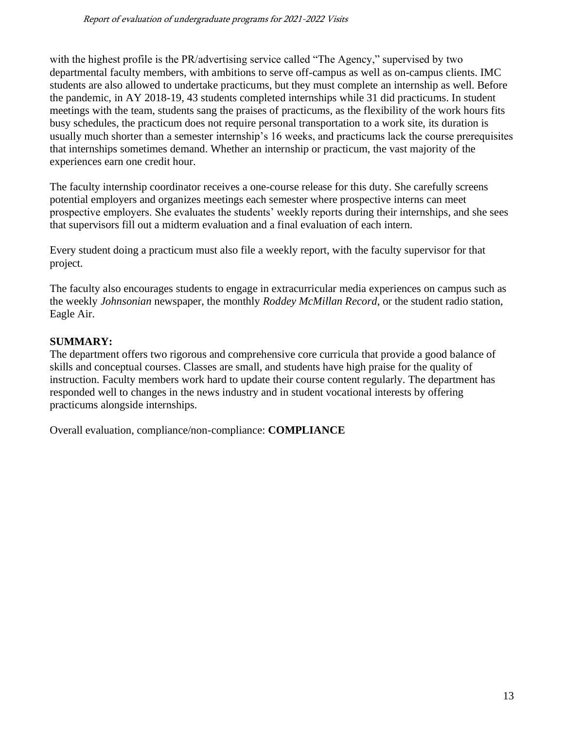with the highest profile is the PR/advertising service called "The Agency," supervised by two departmental faculty members, with ambitions to serve off-campus as well as on-campus clients. IMC students are also allowed to undertake practicums, but they must complete an internship as well. Before the pandemic, in AY 2018-19, 43 students completed internships while 31 did practicums. In student meetings with the team, students sang the praises of practicums, as the flexibility of the work hours fits busy schedules, the practicum does not require personal transportation to a work site, its duration is usually much shorter than a semester internship's 16 weeks, and practicums lack the course prerequisites that internships sometimes demand. Whether an internship or practicum, the vast majority of the experiences earn one credit hour.

The faculty internship coordinator receives a one-course release for this duty. She carefully screens potential employers and organizes meetings each semester where prospective interns can meet prospective employers. She evaluates the students' weekly reports during their internships, and she sees that supervisors fill out a midterm evaluation and a final evaluation of each intern.

Every student doing a practicum must also file a weekly report, with the faculty supervisor for that project.

The faculty also encourages students to engage in extracurricular media experiences on campus such as the weekly *Johnsonian* newspaper, the monthly *Roddey McMillan Record*, or the student radio station, Eagle Air.

**SUMMARY:**

The department offers two rigorous and comprehensive core curricula that provide a good balance of skills and conceptual courses. Classes are small, and students have high praise for the quality of instruction. Faculty members work hard to update their course content regularly. The department has responded well to changes in the news industry and in student vocational interests by offering practicums alongside internships.

Overall evaluation, compliance/non-compliance: **COMPLIANCE**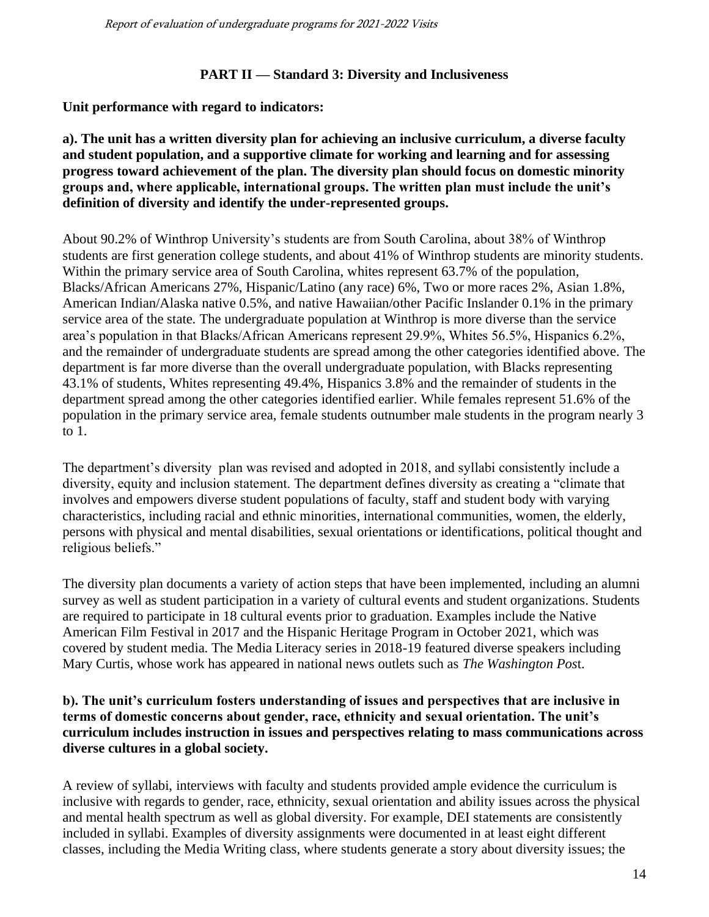## PART II — Standard 3: Diversity and Inclusiveness

**Unit performance with regard to indicators:**

**a). The unit has a written diversity plan for achieving an inclusive curriculum, a diverse faculty and student population, and a supportive climate for working and learning and for assessing progress toward achievement of the plan. The diversity plan should focus on domestic minority groups and, where applicable, international groups. The written plan must include the unit's definition of diversity and identify the under-represented groups.**

About 90.2% of Winthrop University's students are from South Carolina, about 38% of Winthrop students are first generation college students, and about 41% of Winthrop students are minority students. Within the primary service area of South Carolina, whites represent 63.7% of the population, Blacks/African Americans 27%, Hispanic/Latino (any race) 6%, Two or more races 2%, Asian 1.8%, American Indian/Alaska native 0.5%, and native Hawaiian/other Pacific Inslander 0.1% in the primary service area of the state. The undergraduate population at Winthrop is more diverse than the service area's population in that Blacks/African Americans represent 29.9%, Whites 56.5%, Hispanics 6.2%, and the remainder of undergraduate students are spread among the other categories identified above. The department is far more diverse than the overall undergraduate population, with Blacks representing 43.1% of students, Whites representing 49.4%, Hispanics 3.8% and the remainder of students in the department spread among the other categories identified earlier. While females represent 51.6% of the population in the primary service area, female students outnumber male students in the program nearly 3 to 1.

The department's diversity plan was revised and adopted in 2018, and syllabi consistently include a diversity, equity and inclusion statement. The department defines diversity as creating a "climate that involves and empowers diverse student populations of faculty, staff and student body with varying characteristics, including racial and ethnic minorities, international communities, women, the elderly, persons with physical and mental disabilities, sexual orientations or identifications, political thought and religious beliefs."

The diversity plan documents a variety of action steps that have been implemented, including an alumni survey as well as student participation in a variety of cultural events and student organizations. Students are required to participate in 18 cultural events prior to graduation. Examples include the Native American Film Festival in 2017 and the Hispanic Heritage Program in October 2021, which was covered by student media. The Media Literacy series in 2018-19 featured diverse speakers including Mary Curtis, whose work has appeared in national news outlets such as *The Washington Post*.

**b). The unit's curriculum fosters understanding of issues and perspectives that are inclusive in terms of domestic concerns about gender, race, ethnicity and sexual orientation. The unit's curriculum includes instruction in issues and perspectives relating to mass communications across diverse cultures in a global society.**

A review of syllabi, interviews with faculty and students provided ample evidence the curriculum is inclusive with regards to gender, race, ethnicity, sexual orientation and ability issues across the physical and mental health spectrum as well as global diversity. For example, DEI statements are consistently included in syllabi. Examples of diversity assignments were documented in at least eight different classes, including the Media Writing class, where students generate a story about diversity issues; the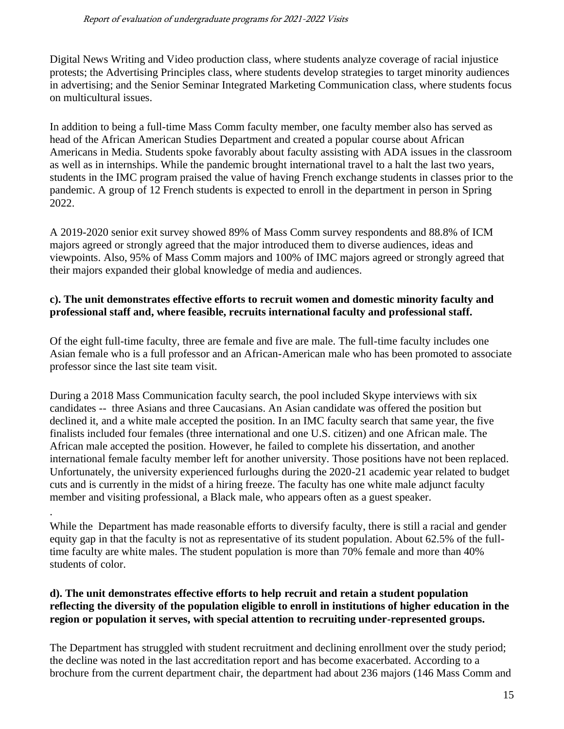Digital News Writing and Video production class, where students analyze coverage of racial injustice protests; the Advertising Principles class, where students develop strategies to target minority audiences in advertising; and the Senior Seminar Integrated Marketing Communication class, where students focus on multicultural issues.

In addition to being a full-time Mass Comm faculty member, one faculty member also has served as head of the African American Studies Department and created a popular course about African Americans in Media. Students spoke favorably about faculty assisting with ADA issues in the classroom as well as in internships. While the pandemic brought international travel to a halt the last two years, students in the IMC program praised the value of having French exchange students in classes prior to the pandemic. A group of 12 French students is expected to enroll in the department in person in Spring 2022.

A 2019-2020 senior exit survey showed 89% of Mass Comm survey respondents and 88.8% of ICM majors agreed or strongly agreed that the major introduced them to diverse audiences, ideas and viewpoints. Also, 95% of Mass Comm majors and 100% of IMC majors agreed or strongly agreed that their majors expanded their global knowledge of media and audiences.

**c). The unit demonstrates effective efforts to recruit women and domestic minority faculty and professional staff and, where feasible, recruits international faculty and professional staff.**

Of the eight full-time faculty, three are female and five are male. The full-time faculty includes one Asian female who is a full professor and an African-American male who has been promoted to associate professor since the last site team visit.

During a 2018 Mass Communication faculty search, the pool included Skype interviews with six candidates -- three Asians and three Caucasians. An Asian candidate was offered the position but declined it, and a white male accepted the position. In an IMC faculty search that same year, the five finalists included four females (three international and one U.S. citizen) and one African male. The African male accepted the position. However, he failed to complete his dissertation, and another international female faculty member left for another university. Those positions have not been replaced. Unfortunately, the university experienced furloughs during the 2020-21 academic year related to budget cuts and is currently in the midst of a hiring freeze. The faculty has one white male adjunct faculty member and visiting professional, a Black male, who appears often as a guest speaker.

.

While the Department has made reasonable efforts to diversify faculty, there is still a racial and gender equity gap in that the faculty is not as representative of its student population. About 62.5% of the full-time faculty are white males. The student population is more than 70% female and more than 40% students of color.

**d). The unit demonstrates effective efforts to help recruit and retain a student population reflecting the diversity of the population eligible to enroll in institutions of higher education in the region or population it serves, with special attention to recruiting under-represented groups.**

The Department has struggled with student recruitment and declining enrollment over the study period; the decline was noted in the last accreditation report and has become exacerbated. According to a brochure from the current department chair, the department had about 236 majors (146 Mass Comm and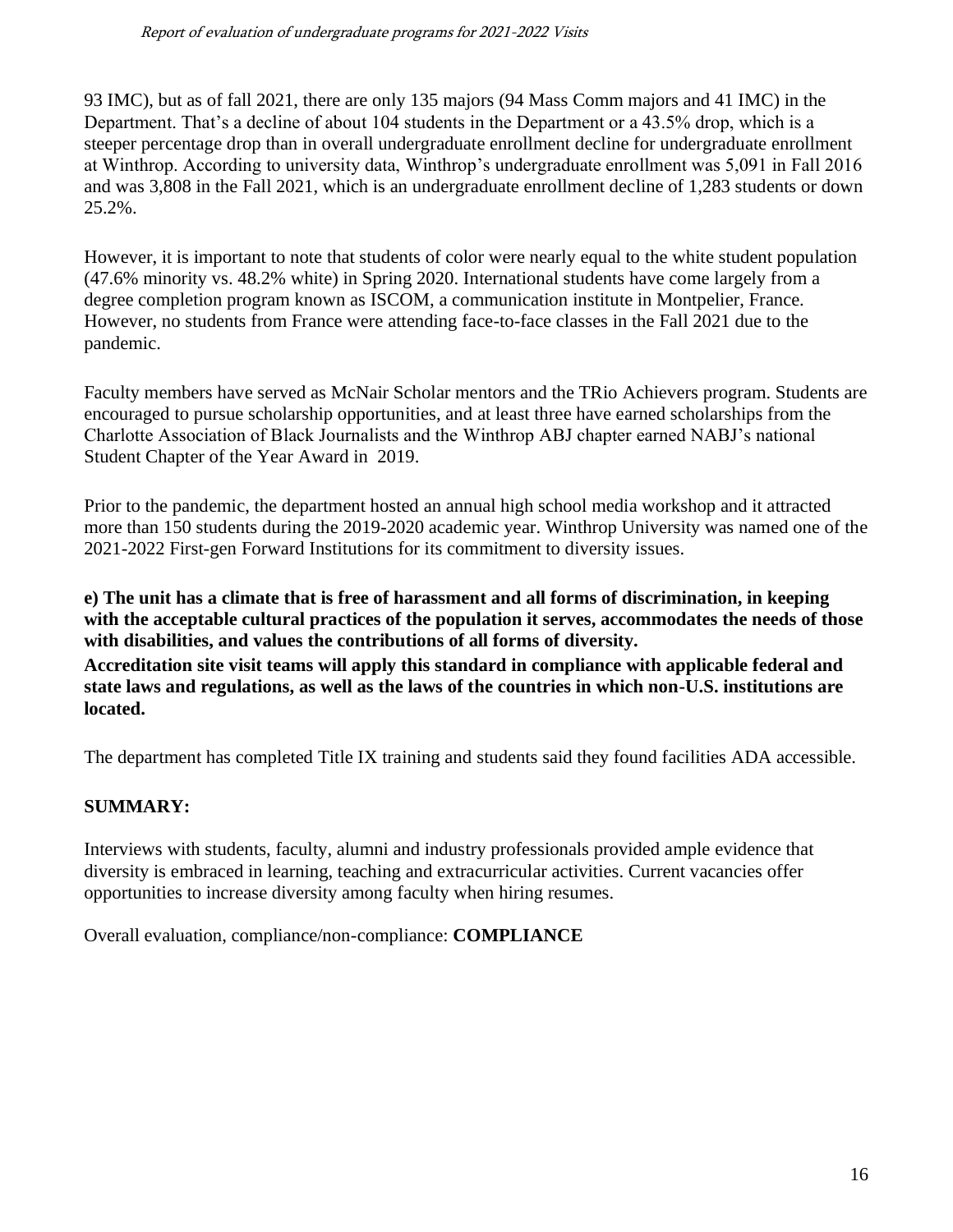93 IMC), but as of fall 2021, there are only 135 majors (94 Mass Comm majors and 41 IMC) in the Department. That's a decline of about 104 students in the Department or a 43.5% drop, which is a steeper percentage drop than in overall undergraduate enrollment decline for undergraduate enrollment at Winthrop. According to university data, Winthrop's undergraduate enrollment was 5,091 in Fall 2016 and was 3,808 in the Fall 2021, which is an undergraduate enrollment decline of 1,283 students or down 25.2%.

However, it is important to note that students of color were nearly equal to the white student population (47.6% minority vs. 48.2% white) in Spring 2020. International students have come largely from a degree completion program known as ISCOM, a communication institute in Montpelier, France. However, no students from France were attending face-to-face classes in the Fall 2021 due to the pandemic.

Faculty members have served as McNair Scholar mentors and the TRio Achievers program. Students are encouraged to pursue scholarship opportunities, and at least three have earned scholarships from the Charlotte Association of Black Journalists and the Winthrop ABJ chapter earned NABJ's national Student Chapter of the Year Award in 2019.

Prior to the pandemic, the department hosted an annual high school media workshop and it attracted more than 150 students during the 2019-2020 academic year. Winthrop University was named one of the 2021-2022 First-gen Forward Institutions for its commitment to diversity issues.

**e) The unit has a climate that is free of harassment and all forms of discrimination, in keeping with the acceptable cultural practices of the population it serves, accommodates the needs of those with disabilities, and values the contributions of all forms of diversity.**

**Accreditation site visit teams will apply this standard in compliance with applicable federal and state laws and regulations, as well as the laws of the countries in which non-U.S. institutions are located.**

The department has completed Title IX training and students said they found facilities ADA accessible.

**SUMMARY:**

Interviews with students, faculty, alumni and industry professionals provided ample evidence that diversity is embraced in learning, teaching and extracurricular activities. Current vacancies offer opportunities to increase diversity among faculty when hiring resumes.

Overall evaluation, compliance/non-compliance: **COMPLIANCE**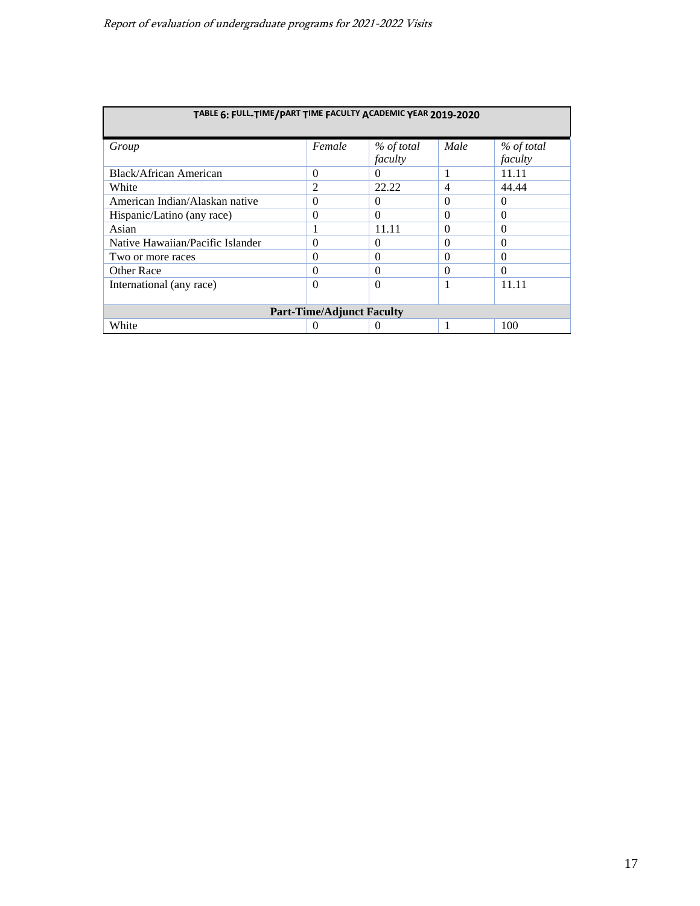| TABLE 6: FULL-TIME/PART TIME FACULTY ACADEMIC YEAR 2019-2020 | | | | |
|---|---|---|---|---|
| *Group* | *Female* | *% of total faculty* | *Male* | *% of total faculty* |
| Black/African American | 0 | 0 | 1 | 11.11 |
| White | 2 | 22.22 | 4 | 44.44 |
| American Indian/Alaskan native | 0 | 0 | 0 | 0 |
| Hispanic/Latino (any race) | 0 | 0 | 0 | 0 |
| Asian | 1 | 11.11 | 0 | 0 |
| Native Hawaiian/Pacific Islander | 0 | 0 | 0 | 0 |
| Two or more races | 0 | 0 | 0 | 0 |
| Other Race | 0 | 0 | 0 | 0 |
| International (any race) | 0 | 0 | 1 | 11.11 |
| **Part-Time/Adjunct Faculty** | | | | |
| White | 0 | 0 | 1 | 100 |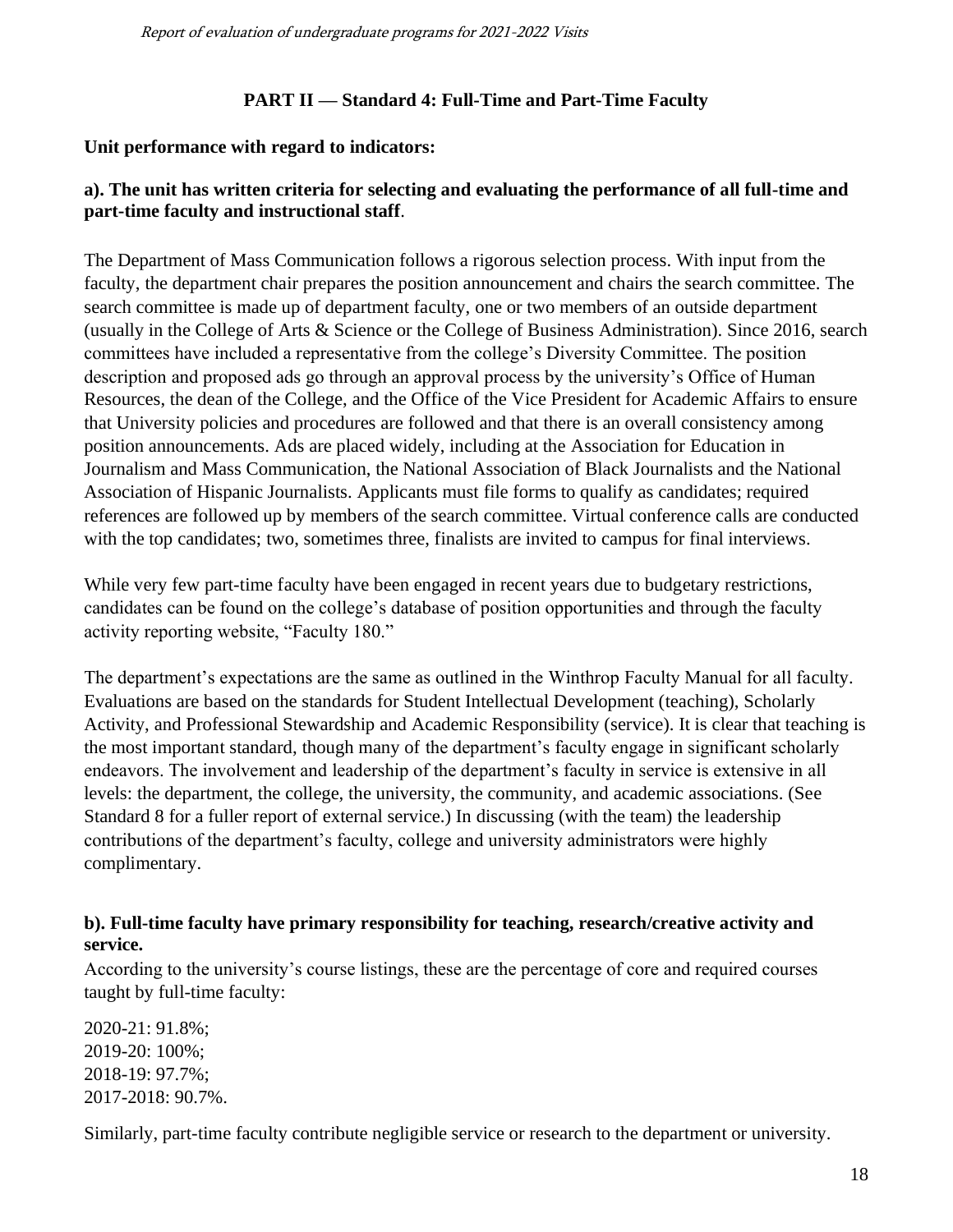## PART II — Standard 4: Full-Time and Part-Time Faculty

**Unit performance with regard to indicators:**

**a). The unit has written criteria for selecting and evaluating the performance of all full-time and part-time faculty and instructional staff**.

The Department of Mass Communication follows a rigorous selection process. With input from the faculty, the department chair prepares the position announcement and chairs the search committee. The search committee is made up of department faculty, one or two members of an outside department (usually in the College of Arts & Science or the College of Business Administration). Since 2016, search committees have included a representative from the college's Diversity Committee. The position description and proposed ads go through an approval process by the university's Office of Human Resources, the dean of the College, and the Office of the Vice President for Academic Affairs to ensure that University policies and procedures are followed and that there is an overall consistency among position announcements. Ads are placed widely, including at the Association for Education in Journalism and Mass Communication, the National Association of Black Journalists and the National Association of Hispanic Journalists. Applicants must file forms to qualify as candidates; required references are followed up by members of the search committee. Virtual conference calls are conducted with the top candidates; two, sometimes three, finalists are invited to campus for final interviews.

While very few part-time faculty have been engaged in recent years due to budgetary restrictions, candidates can be found on the college's database of position opportunities and through the faculty activity reporting website, "Faculty 180."

The department's expectations are the same as outlined in the Winthrop Faculty Manual for all faculty. Evaluations are based on the standards for Student Intellectual Development (teaching), Scholarly Activity, and Professional Stewardship and Academic Responsibility (service). It is clear that teaching is the most important standard, though many of the department's faculty engage in significant scholarly endeavors. The involvement and leadership of the department's faculty in service is extensive in all levels: the department, the college, the university, the community, and academic associations. (See Standard 8 for a fuller report of external service.) In discussing (with the team) the leadership contributions of the department's faculty, college and university administrators were highly complimentary.

**b). Full-time faculty have primary responsibility for teaching, research/creative activity and service.**

According to the university's course listings, these are the percentage of core and required courses taught by full-time faculty:

2020-21: 91.8%;
2019-20: 100%;
2018-19: 97.7%;
2017-2018: 90.7%.

Similarly, part-time faculty contribute negligible service or research to the department or university.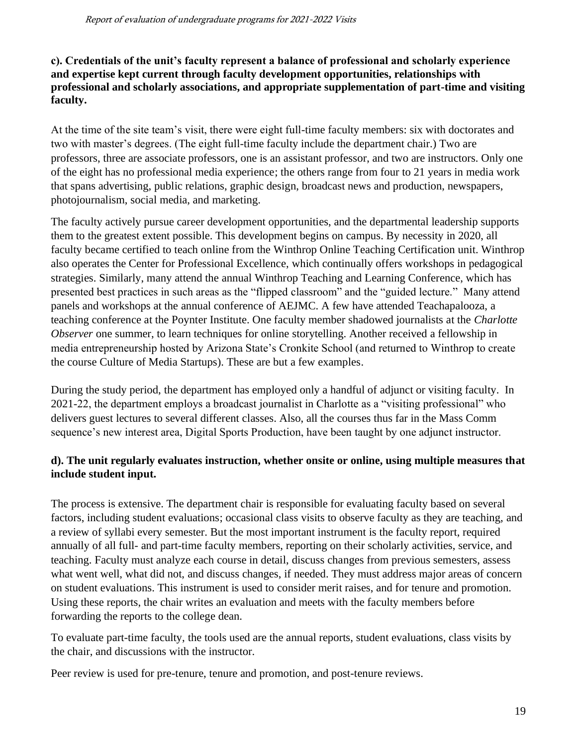**c). Credentials of the unit's faculty represent a balance of professional and scholarly experience and expertise kept current through faculty development opportunities, relationships with professional and scholarly associations, and appropriate supplementation of part-time and visiting faculty.**

At the time of the site team's visit, there were eight full-time faculty members: six with doctorates and two with master's degrees. (The eight full-time faculty include the department chair.) Two are professors, three are associate professors, one is an assistant professor, and two are instructors. Only one of the eight has no professional media experience; the others range from four to 21 years in media work that spans advertising, public relations, graphic design, broadcast news and production, newspapers, photojournalism, social media, and marketing.

The faculty actively pursue career development opportunities, and the departmental leadership supports them to the greatest extent possible. This development begins on campus. By necessity in 2020, all faculty became certified to teach online from the Winthrop Online Teaching Certification unit. Winthrop also operates the Center for Professional Excellence, which continually offers workshops in pedagogical strategies. Similarly, many attend the annual Winthrop Teaching and Learning Conference, which has presented best practices in such areas as the "flipped classroom" and the "guided lecture." Many attend panels and workshops at the annual conference of AEJMC. A few have attended Teachapalooza, a teaching conference at the Poynter Institute. One faculty member shadowed journalists at the *Charlotte Observer* one summer, to learn techniques for online storytelling. Another received a fellowship in media entrepreneurship hosted by Arizona State's Cronkite School (and returned to Winthrop to create the course Culture of Media Startups). These are but a few examples.

During the study period, the department has employed only a handful of adjunct or visiting faculty. In 2021-22, the department employs a broadcast journalist in Charlotte as a "visiting professional" who delivers guest lectures to several different classes. Also, all the courses thus far in the Mass Comm sequence's new interest area, Digital Sports Production, have been taught by one adjunct instructor.

**d). The unit regularly evaluates instruction, whether onsite or online, using multiple measures that include student input.**

The process is extensive. The department chair is responsible for evaluating faculty based on several factors, including student evaluations; occasional class visits to observe faculty as they are teaching, and a review of syllabi every semester. But the most important instrument is the faculty report, required annually of all full- and part-time faculty members, reporting on their scholarly activities, service, and teaching. Faculty must analyze each course in detail, discuss changes from previous semesters, assess what went well, what did not, and discuss changes, if needed. They must address major areas of concern on student evaluations. This instrument is used to consider merit raises, and for tenure and promotion. Using these reports, the chair writes an evaluation and meets with the faculty members before forwarding the reports to the college dean.

To evaluate part-time faculty, the tools used are the annual reports, student evaluations, class visits by the chair, and discussions with the instructor.

Peer review is used for pre-tenure, tenure and promotion, and post-tenure reviews.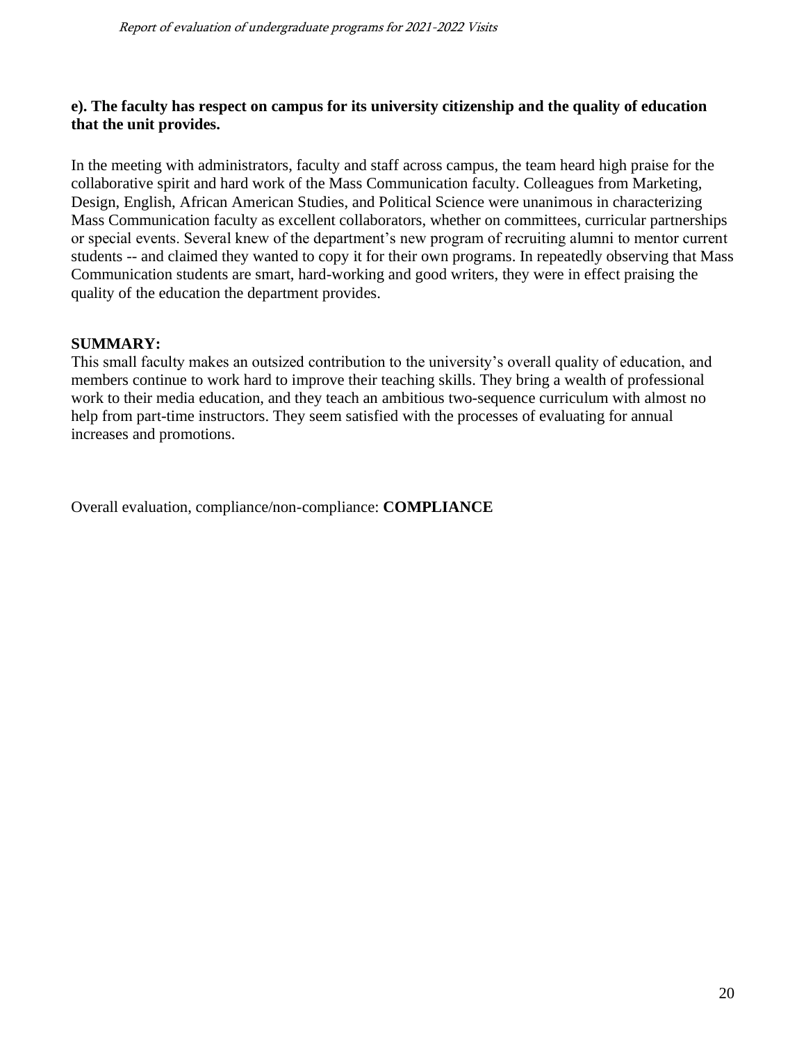**e). The faculty has respect on campus for its university citizenship and the quality of education that the unit provides.**

In the meeting with administrators, faculty and staff across campus, the team heard high praise for the collaborative spirit and hard work of the Mass Communication faculty. Colleagues from Marketing, Design, English, African American Studies, and Political Science were unanimous in characterizing Mass Communication faculty as excellent collaborators, whether on committees, curricular partnerships or special events. Several knew of the department's new program of recruiting alumni to mentor current students -- and claimed they wanted to copy it for their own programs. In repeatedly observing that Mass Communication students are smart, hard-working and good writers, they were in effect praising the quality of the education the department provides.

**SUMMARY:**

This small faculty makes an outsized contribution to the university's overall quality of education, and members continue to work hard to improve their teaching skills. They bring a wealth of professional work to their media education, and they teach an ambitious two-sequence curriculum with almost no help from part-time instructors. They seem satisfied with the processes of evaluating for annual increases and promotions.

Overall evaluation, compliance/non-compliance: **COMPLIANCE**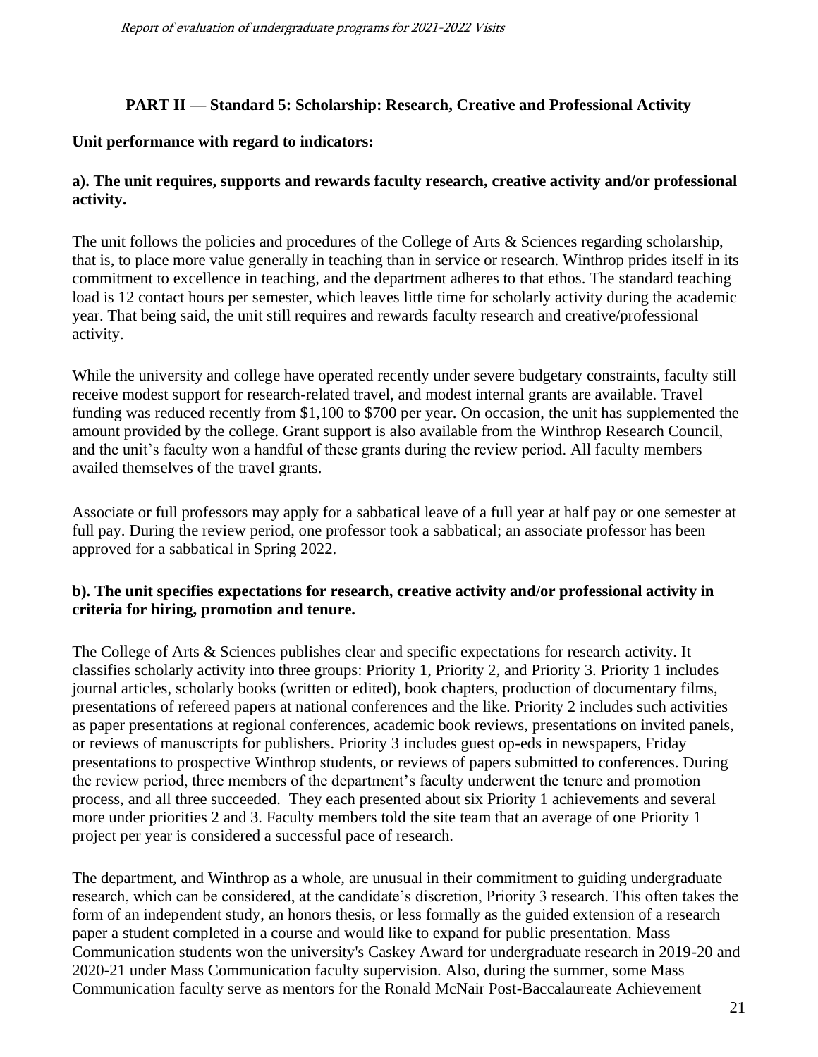## PART II — Standard 5: Scholarship: Research, Creative and Professional Activity

**Unit performance with regard to indicators:**

**a). The unit requires, supports and rewards faculty research, creative activity and/or professional activity.**

The unit follows the policies and procedures of the College of Arts & Sciences regarding scholarship, that is, to place more value generally in teaching than in service or research. Winthrop prides itself in its commitment to excellence in teaching, and the department adheres to that ethos. The standard teaching load is 12 contact hours per semester, which leaves little time for scholarly activity during the academic year. That being said, the unit still requires and rewards faculty research and creative/professional activity.

While the university and college have operated recently under severe budgetary constraints, faculty still receive modest support for research-related travel, and modest internal grants are available. Travel funding was reduced recently from $1,100 to $700 per year. On occasion, the unit has supplemented the amount provided by the college. Grant support is also available from the Winthrop Research Council, and the unit's faculty won a handful of these grants during the review period. All faculty members availed themselves of the travel grants.

Associate or full professors may apply for a sabbatical leave of a full year at half pay or one semester at full pay. During the review period, one professor took a sabbatical; an associate professor has been approved for a sabbatical in Spring 2022.

**b). The unit specifies expectations for research, creative activity and/or professional activity in criteria for hiring, promotion and tenure.**

The College of Arts & Sciences publishes clear and specific expectations for research activity. It classifies scholarly activity into three groups: Priority 1, Priority 2, and Priority 3. Priority 1 includes journal articles, scholarly books (written or edited), book chapters, production of documentary films, presentations of refereed papers at national conferences and the like. Priority 2 includes such activities as paper presentations at regional conferences, academic book reviews, presentations on invited panels, or reviews of manuscripts for publishers. Priority 3 includes guest op-eds in newspapers, Friday presentations to prospective Winthrop students, or reviews of papers submitted to conferences. During the review period, three members of the department's faculty underwent the tenure and promotion process, and all three succeeded. They each presented about six Priority 1 achievements and several more under priorities 2 and 3. Faculty members told the site team that an average of one Priority 1 project per year is considered a successful pace of research.

The department, and Winthrop as a whole, are unusual in their commitment to guiding undergraduate research, which can be considered, at the candidate's discretion, Priority 3 research. This often takes the form of an independent study, an honors thesis, or less formally as the guided extension of a research paper a student completed in a course and would like to expand for public presentation. Mass Communication students won the university's Caskey Award for undergraduate research in 2019-20 and 2020-21 under Mass Communication faculty supervision. Also, during the summer, some Mass Communication faculty serve as mentors for the Ronald McNair Post-Baccalaureate Achievement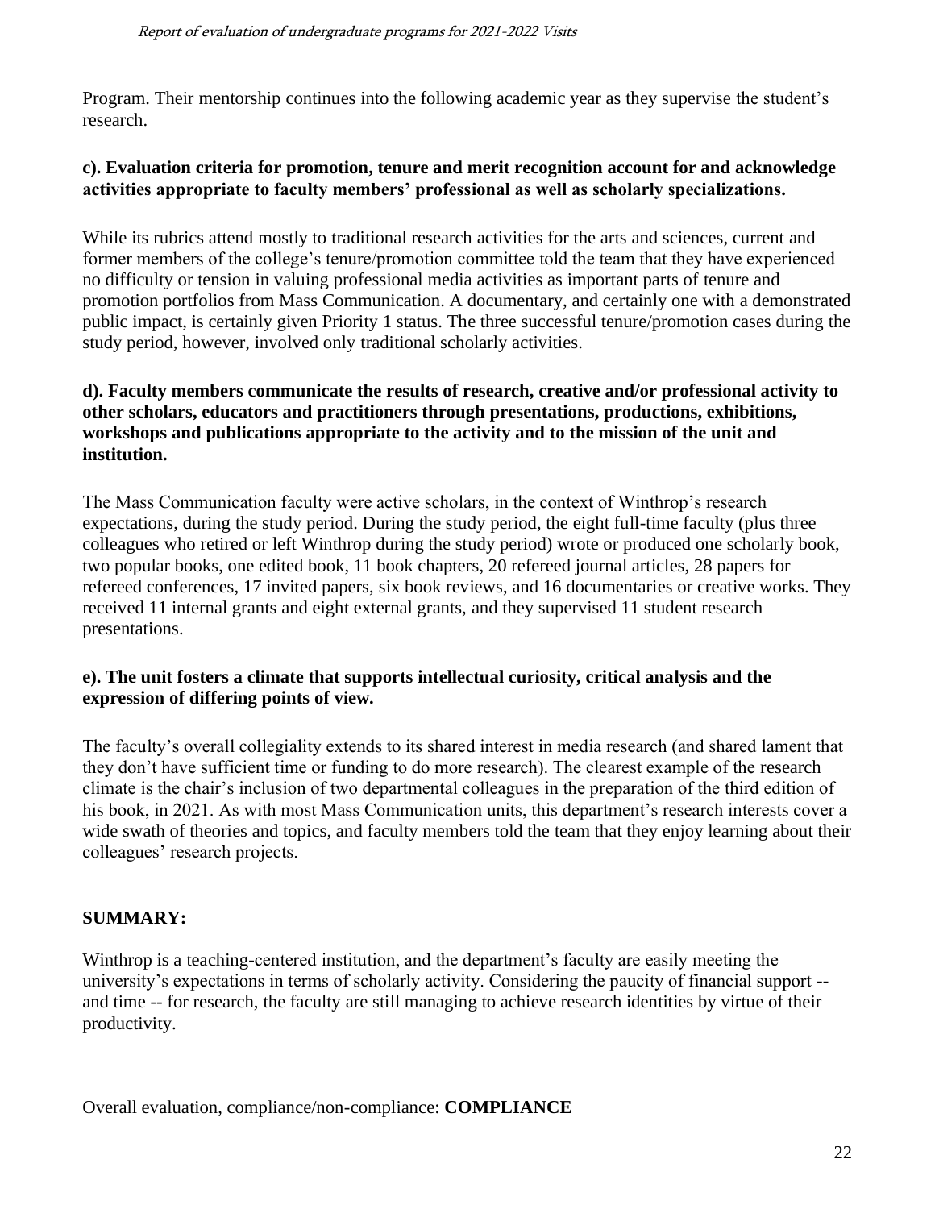Program. Their mentorship continues into the following academic year as they supervise the student's research.

**c). Evaluation criteria for promotion, tenure and merit recognition account for and acknowledge activities appropriate to faculty members' professional as well as scholarly specializations.**

While its rubrics attend mostly to traditional research activities for the arts and sciences, current and former members of the college's tenure/promotion committee told the team that they have experienced no difficulty or tension in valuing professional media activities as important parts of tenure and promotion portfolios from Mass Communication. A documentary, and certainly one with a demonstrated public impact, is certainly given Priority 1 status. The three successful tenure/promotion cases during the study period, however, involved only traditional scholarly activities.

**d). Faculty members communicate the results of research, creative and/or professional activity to other scholars, educators and practitioners through presentations, productions, exhibitions, workshops and publications appropriate to the activity and to the mission of the unit and institution.**

The Mass Communication faculty were active scholars, in the context of Winthrop's research expectations, during the study period. During the study period, the eight full-time faculty (plus three colleagues who retired or left Winthrop during the study period) wrote or produced one scholarly book, two popular books, one edited book, 11 book chapters, 20 refereed journal articles, 28 papers for refereed conferences, 17 invited papers, six book reviews, and 16 documentaries or creative works. They received 11 internal grants and eight external grants, and they supervised 11 student research presentations.

**e). The unit fosters a climate that supports intellectual curiosity, critical analysis and the expression of differing points of view.**

The faculty's overall collegiality extends to its shared interest in media research (and shared lament that they don't have sufficient time or funding to do more research). The clearest example of the research climate is the chair's inclusion of two departmental colleagues in the preparation of the third edition of his book, in 2021. As with most Mass Communication units, this department's research interests cover a wide swath of theories and topics, and faculty members told the team that they enjoy learning about their colleagues' research projects.

**SUMMARY:**

Winthrop is a teaching-centered institution, and the department's faculty are easily meeting the university's expectations in terms of scholarly activity. Considering the paucity of financial support -- and time -- for research, the faculty are still managing to achieve research identities by virtue of their productivity.

Overall evaluation, compliance/non-compliance: **COMPLIANCE**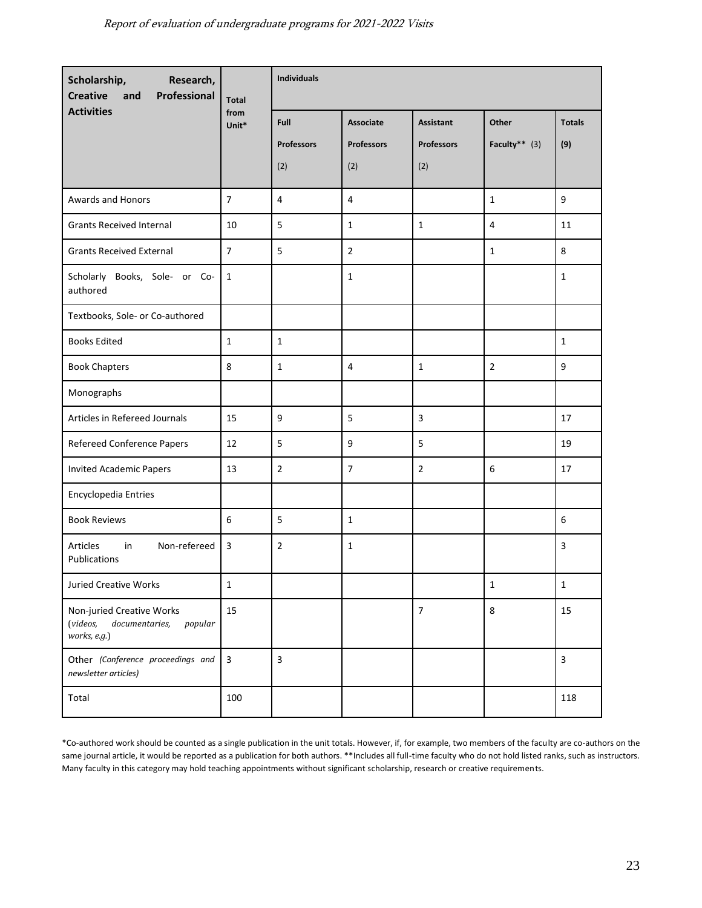| Scholarship, Research, Creative and Professional Activities | Total from Unit* | Individuals | | | | |
|---|---|---|---|---|---|---|
| | | Full Professors (2) | Associate Professors (2) | Assistant Professors (2) | Other Faculty** (3) | Totals (9) |
| Awards and Honors | 7 | 4 | 4 | | 1 | 9 |
| Grants Received Internal | 10 | 5 | 1 | 1 | 4 | 11 |
| Grants Received External | 7 | 5 | 2 | | 1 | 8 |
| Scholarly Books, Sole- or Co-authored | 1 | | 1 | | | 1 |
| Textbooks, Sole- or Co-authored | | | | | | |
| Books Edited | 1 | 1 | | | | 1 |
| Book Chapters | 8 | 1 | 4 | 1 | 2 | 9 |
| Monographs | | | | | | |
| Articles in Refereed Journals | 15 | 9 | 5 | 3 | | 17 |
| Refereed Conference Papers | 12 | 5 | 9 | 5 | | 19 |
| Invited Academic Papers | 13 | 2 | 7 | 2 | 6 | 17 |
| Encyclopedia Entries | | | | | | |
| Book Reviews | 6 | 5 | 1 | | | 6 |
| Articles in Non-refereed Publications | 3 | 2 | 1 | | | 3 |
| Juried Creative Works | 1 | | | | 1 | 1 |
| Non-juried Creative Works (*videos, documentaries, popular works, e.g.*) | 15 | | | 7 | 8 | 15 |
| Other *(Conference proceedings and newsletter articles)* | 3 | 3 | | | | 3 |
| Total | 100 | | | | | 118 |

*Co-authored work should be counted as a single publication in the unit totals. However, if, for example, two members of the faculty are co-authors on the same journal article, it would be reported as a publication for both authors. **Includes all full-time faculty who do not hold listed ranks, such as instructors. Many faculty in this category may hold teaching appointments without significant scholarship, research or creative requirements.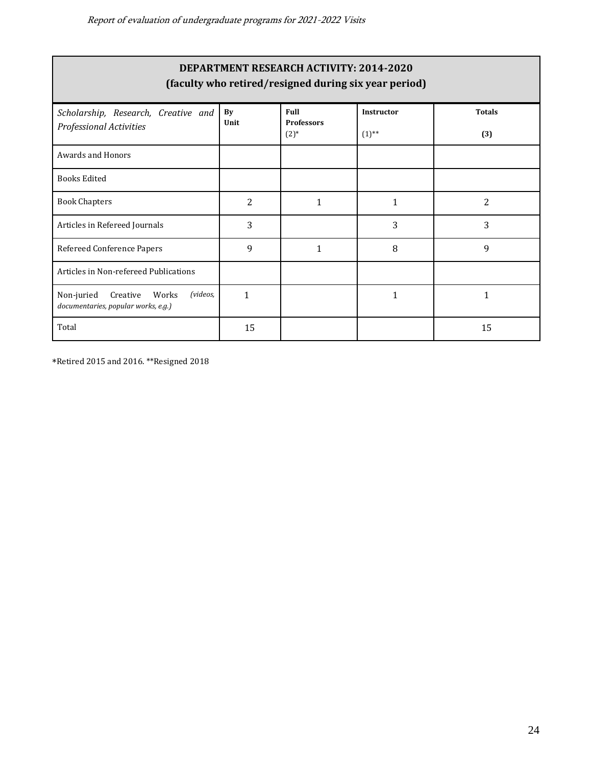| DEPARTMENT RESEARCH ACTIVITY: 2014-2020 (faculty who retired/resigned during six year period) | | | | |
|---|---|---|---|---|
| *Scholarship, Research, Creative and Professional Activities* | **By Unit** | **Full Professors** (2)* | **Instructor** (1)** | **Totals** **(3)** |
| Awards and Honors | | | | |
| Books Edited | | | | |
| Book Chapters | 2 | 1 | 1 | 2 |
| Articles in Refereed Journals | 3 | | 3 | 3 |
| Refereed Conference Papers | 9 | 1 | 8 | 9 |
| Articles in Non-refereed Publications | | | | |
| Non-juried Creative Works *(videos, documentaries, popular works, e.g.)* | 1 | | 1 | 1 |
| Total | 15 | | | 15 |

*Retired 2015 and 2016. **Resigned 2018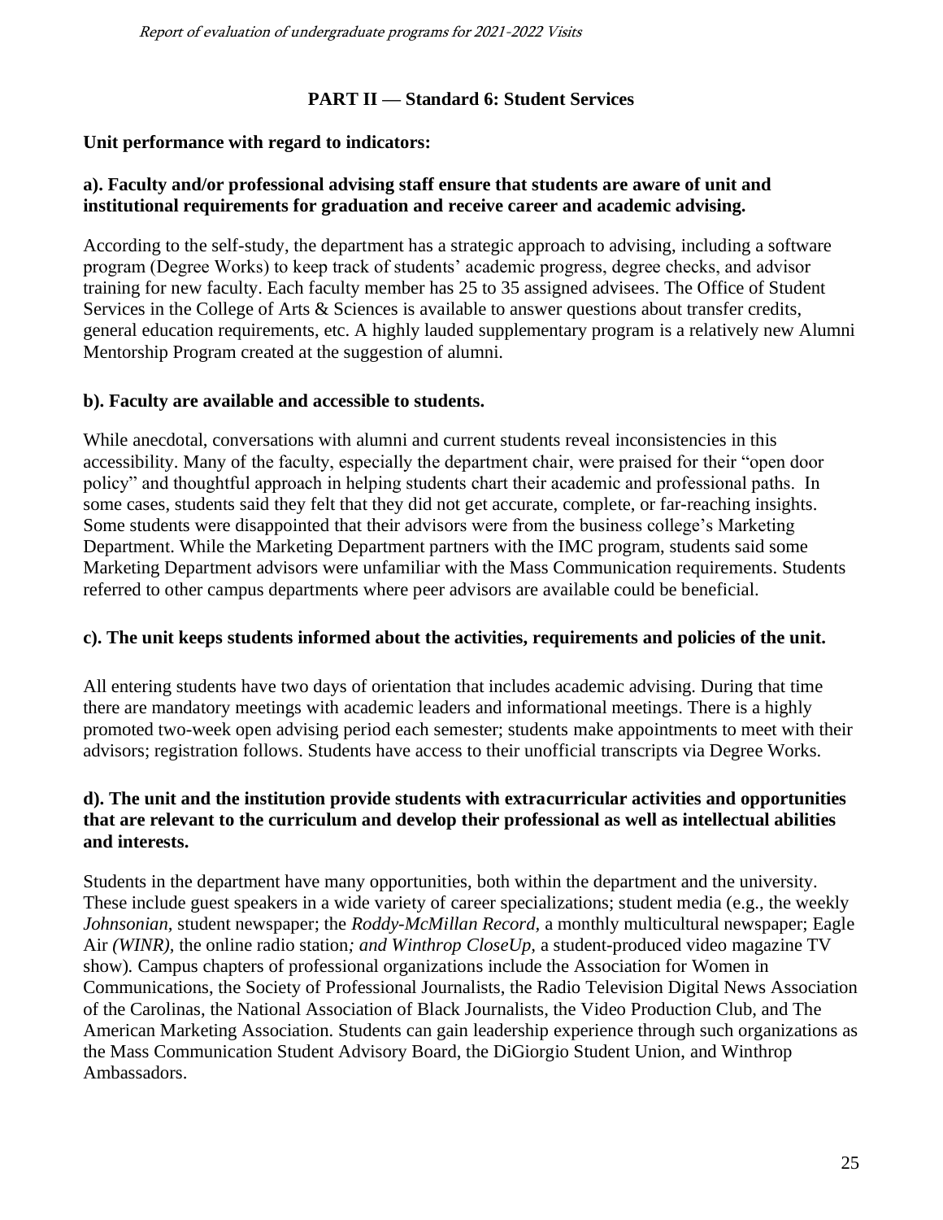## PART II — Standard 6: Student Services

**Unit performance with regard to indicators:**

**a). Faculty and/or professional advising staff ensure that students are aware of unit and institutional requirements for graduation and receive career and academic advising.**

According to the self-study, the department has a strategic approach to advising, including a software program (Degree Works) to keep track of students' academic progress, degree checks, and advisor training for new faculty. Each faculty member has 25 to 35 assigned advisees. The Office of Student Services in the College of Arts & Sciences is available to answer questions about transfer credits, general education requirements, etc. A highly lauded supplementary program is a relatively new Alumni Mentorship Program created at the suggestion of alumni.

**b). Faculty are available and accessible to students.**

While anecdotal, conversations with alumni and current students reveal inconsistencies in this accessibility. Many of the faculty, especially the department chair, were praised for their "open door policy" and thoughtful approach in helping students chart their academic and professional paths. In some cases, students said they felt that they did not get accurate, complete, or far-reaching insights. Some students were disappointed that their advisors were from the business college's Marketing Department. While the Marketing Department partners with the IMC program, students said some Marketing Department advisors were unfamiliar with the Mass Communication requirements. Students referred to other campus departments where peer advisors are available could be beneficial.

**c). The unit keeps students informed about the activities, requirements and policies of the unit.**

All entering students have two days of orientation that includes academic advising. During that time there are mandatory meetings with academic leaders and informational meetings. There is a highly promoted two-week open advising period each semester; students make appointments to meet with their advisors; registration follows. Students have access to their unofficial transcripts via Degree Works.

**d). The unit and the institution provide students with extracurricular activities and opportunities that are relevant to the curriculum and develop their professional as well as intellectual abilities and interests.**

Students in the department have many opportunities, both within the department and the university. These include guest speakers in a wide variety of career specializations; student media (e.g., the weekly *Johnsonian,* student newspaper; the *Roddy-McMillan Record,* a monthly multicultural newspaper; Eagle Air *(WINR),* the online radio station*; and Winthrop CloseUp,* a student-produced video magazine TV show)*.* Campus chapters of professional organizations include the Association for Women in Communications, the Society of Professional Journalists, the Radio Television Digital News Association of the Carolinas, the National Association of Black Journalists, the Video Production Club, and The American Marketing Association. Students can gain leadership experience through such organizations as the Mass Communication Student Advisory Board, the DiGiorgio Student Union, and Winthrop Ambassadors.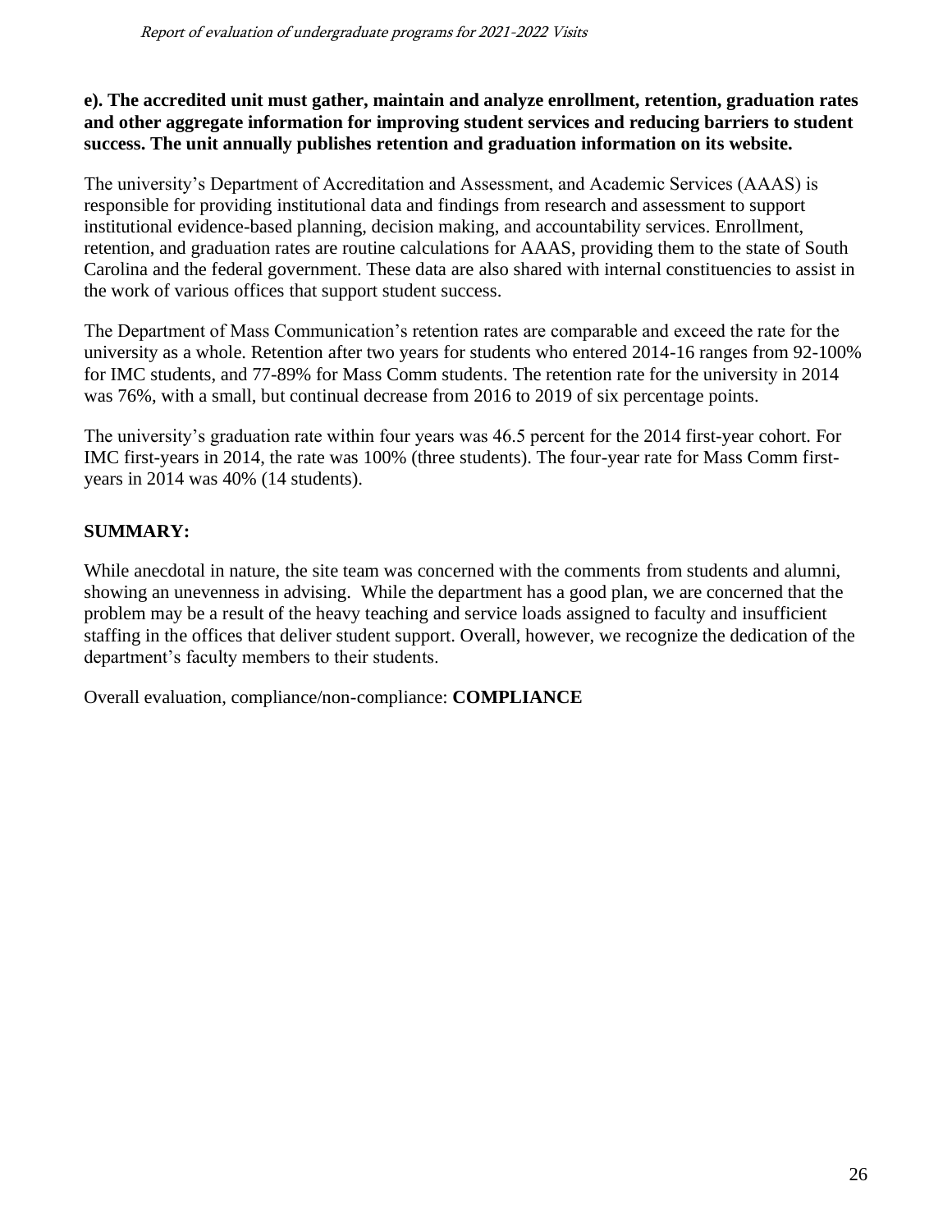**e). The accredited unit must gather, maintain and analyze enrollment, retention, graduation rates and other aggregate information for improving student services and reducing barriers to student success. The unit annually publishes retention and graduation information on its website.**

The university's Department of Accreditation and Assessment, and Academic Services (AAAS) is responsible for providing institutional data and findings from research and assessment to support institutional evidence-based planning, decision making, and accountability services. Enrollment, retention, and graduation rates are routine calculations for AAAS, providing them to the state of South Carolina and the federal government. These data are also shared with internal constituencies to assist in the work of various offices that support student success.

The Department of Mass Communication's retention rates are comparable and exceed the rate for the university as a whole. Retention after two years for students who entered 2014-16 ranges from 92-100% for IMC students, and 77-89% for Mass Comm students. The retention rate for the university in 2014 was 76%, with a small, but continual decrease from 2016 to 2019 of six percentage points.

The university's graduation rate within four years was 46.5 percent for the 2014 first-year cohort. For IMC first-years in 2014, the rate was 100% (three students). The four-year rate for Mass Comm first-years in 2014 was 40% (14 students).

**SUMMARY:**

While anecdotal in nature, the site team was concerned with the comments from students and alumni, showing an unevenness in advising. While the department has a good plan, we are concerned that the problem may be a result of the heavy teaching and service loads assigned to faculty and insufficient staffing in the offices that deliver student support. Overall, however, we recognize the dedication of the department's faculty members to their students.

Overall evaluation, compliance/non-compliance: **COMPLIANCE**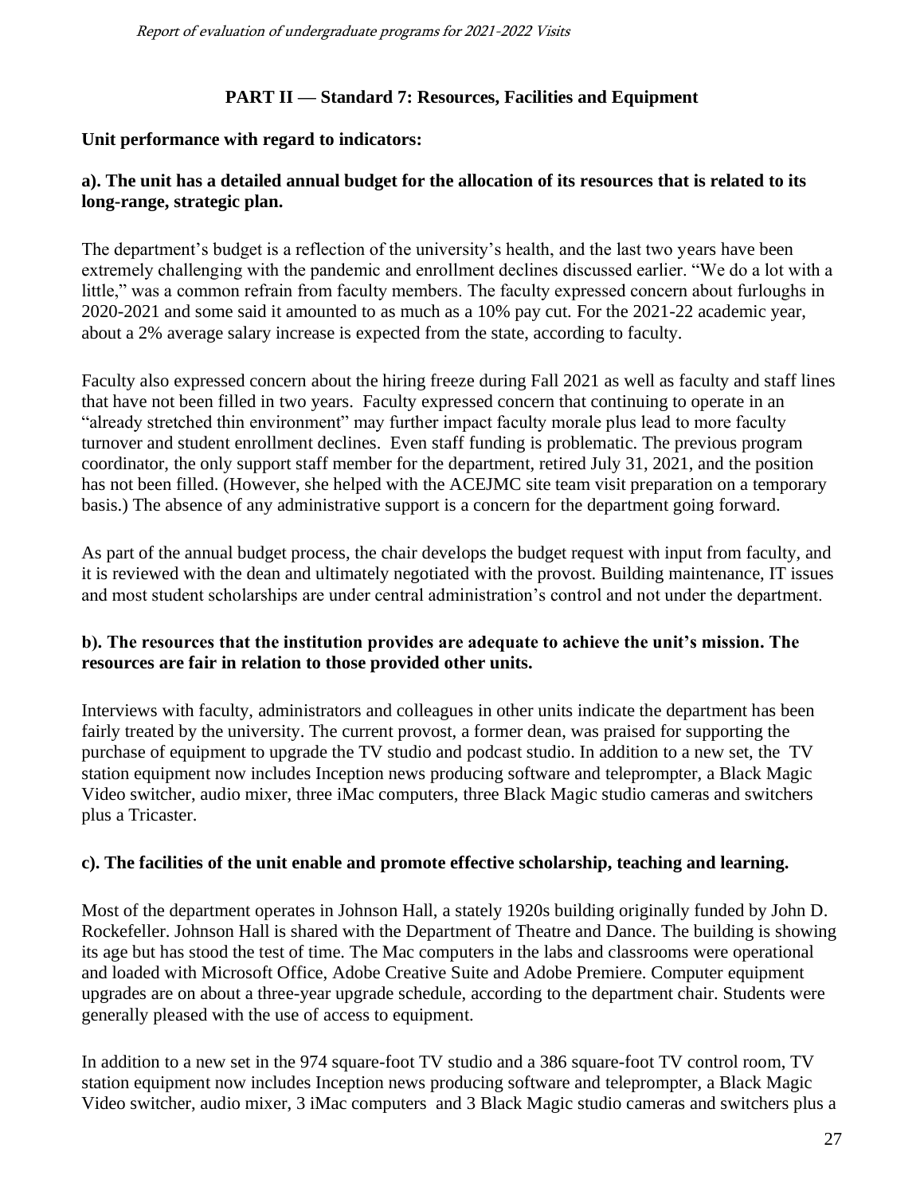## PART II — Standard 7: Resources, Facilities and Equipment

**Unit performance with regard to indicators:**

**a). The unit has a detailed annual budget for the allocation of its resources that is related to its long-range, strategic plan.**

The department's budget is a reflection of the university's health, and the last two years have been extremely challenging with the pandemic and enrollment declines discussed earlier. "We do a lot with a little," was a common refrain from faculty members. The faculty expressed concern about furloughs in 2020-2021 and some said it amounted to as much as a 10% pay cut. For the 2021-22 academic year, about a 2% average salary increase is expected from the state, according to faculty.

Faculty also expressed concern about the hiring freeze during Fall 2021 as well as faculty and staff lines that have not been filled in two years. Faculty expressed concern that continuing to operate in an "already stretched thin environment" may further impact faculty morale plus lead to more faculty turnover and student enrollment declines. Even staff funding is problematic. The previous program coordinator, the only support staff member for the department, retired July 31, 2021, and the position has not been filled. (However, she helped with the ACEJMC site team visit preparation on a temporary basis.) The absence of any administrative support is a concern for the department going forward.

As part of the annual budget process, the chair develops the budget request with input from faculty, and it is reviewed with the dean and ultimately negotiated with the provost. Building maintenance, IT issues and most student scholarships are under central administration's control and not under the department.

**b). The resources that the institution provides are adequate to achieve the unit's mission. The resources are fair in relation to those provided other units.**

Interviews with faculty, administrators and colleagues in other units indicate the department has been fairly treated by the university. The current provost, a former dean, was praised for supporting the purchase of equipment to upgrade the TV studio and podcast studio. In addition to a new set, the TV station equipment now includes Inception news producing software and teleprompter, a Black Magic Video switcher, audio mixer, three iMac computers, three Black Magic studio cameras and switchers plus a Tricaster.

**c). The facilities of the unit enable and promote effective scholarship, teaching and learning.**

Most of the department operates in Johnson Hall, a stately 1920s building originally funded by John D. Rockefeller. Johnson Hall is shared with the Department of Theatre and Dance. The building is showing its age but has stood the test of time. The Mac computers in the labs and classrooms were operational and loaded with Microsoft Office, Adobe Creative Suite and Adobe Premiere. Computer equipment upgrades are on about a three-year upgrade schedule, according to the department chair. Students were generally pleased with the use of access to equipment.

In addition to a new set in the 974 square-foot TV studio and a 386 square-foot TV control room, TV station equipment now includes Inception news producing software and teleprompter, a Black Magic Video switcher, audio mixer, 3 iMac computers and 3 Black Magic studio cameras and switchers plus a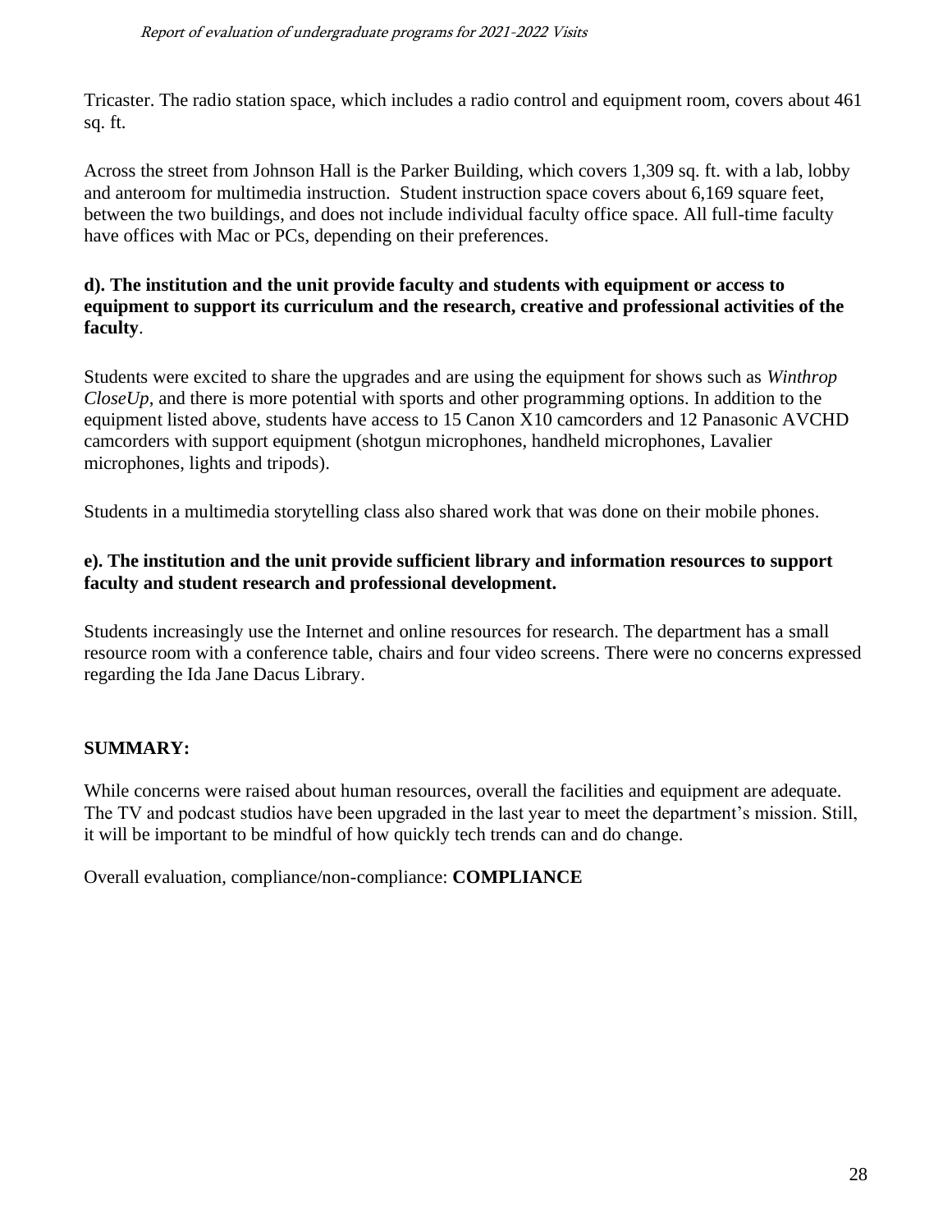Tricaster. The radio station space, which includes a radio control and equipment room, covers about 461 sq. ft.

Across the street from Johnson Hall is the Parker Building, which covers 1,309 sq. ft. with a lab, lobby and anteroom for multimedia instruction.  Student instruction space covers about 6,169 square feet, between the two buildings, and does not include individual faculty office space. All full-time faculty have offices with Mac or PCs, depending on their preferences.

**d). The institution and the unit provide faculty and students with equipment or access to equipment to support its curriculum and the research, creative and professional activities of the faculty**.

Students were excited to share the upgrades and are using the equipment for shows such as *Winthrop CloseUp*, and there is more potential with sports and other programming options. In addition to the equipment listed above, students have access to 15 Canon X10 camcorders and 12 Panasonic AVCHD camcorders with support equipment (shotgun microphones, handheld microphones, Lavalier microphones, lights and tripods).

Students in a multimedia storytelling class also shared work that was done on their mobile phones.

**e). The institution and the unit provide sufficient library and information resources to support faculty and student research and professional development.**

Students increasingly use the Internet and online resources for research. The department has a small resource room with a conference table, chairs and four video screens. There were no concerns expressed regarding the Ida Jane Dacus Library.

**SUMMARY:**

While concerns were raised about human resources, overall the facilities and equipment are adequate. The TV and podcast studios have been upgraded in the last year to meet the department's mission. Still, it will be important to be mindful of how quickly tech trends can and do change.

Overall evaluation, compliance/non-compliance: **COMPLIANCE**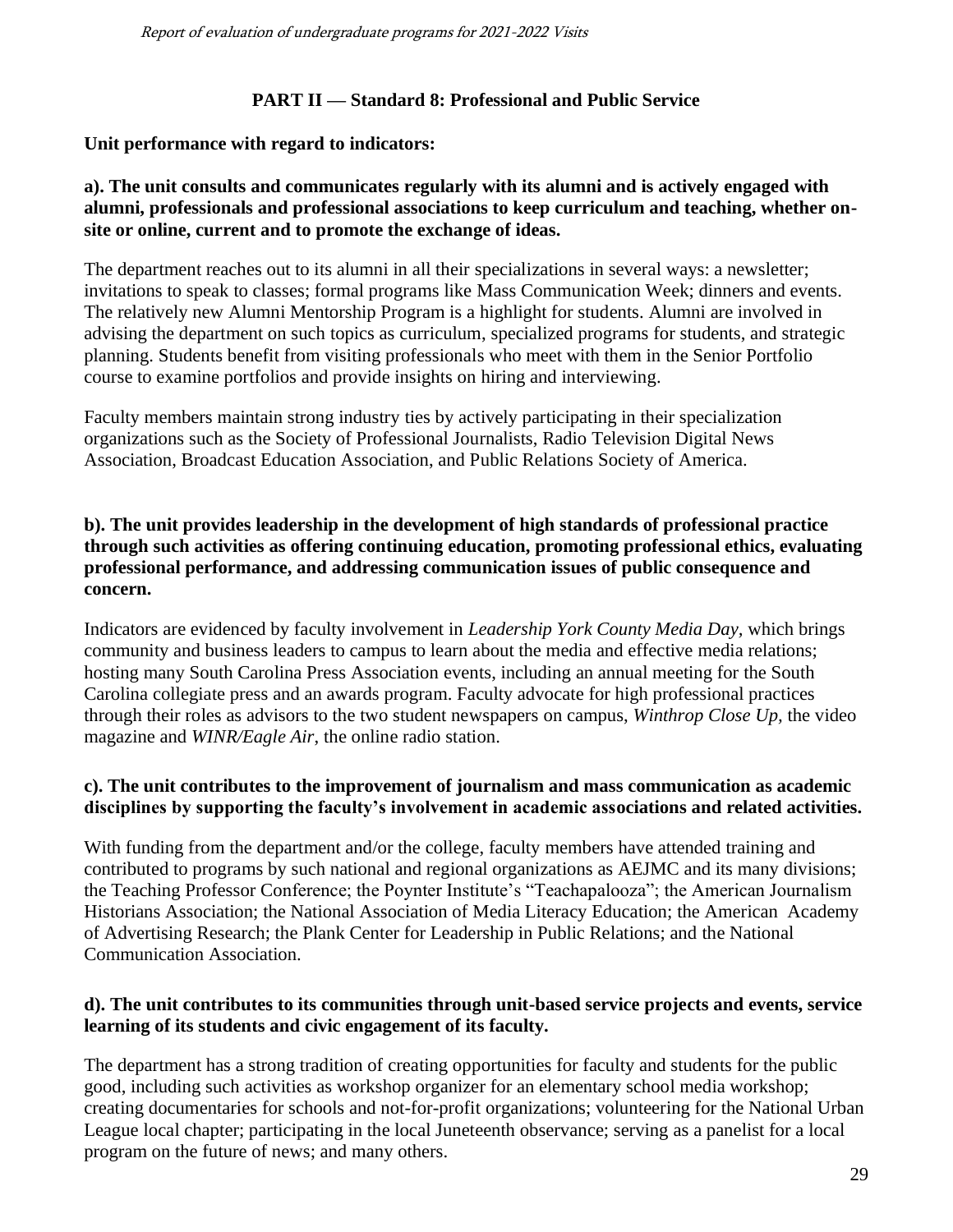## PART II — Standard 8: Professional and Public Service

**Unit performance with regard to indicators:**

**a). The unit consults and communicates regularly with its alumni and is actively engaged with alumni, professionals and professional associations to keep curriculum and teaching, whether on-site or online, current and to promote the exchange of ideas.**

The department reaches out to its alumni in all their specializations in several ways: a newsletter; invitations to speak to classes; formal programs like Mass Communication Week; dinners and events. The relatively new Alumni Mentorship Program is a highlight for students. Alumni are involved in advising the department on such topics as curriculum, specialized programs for students, and strategic planning. Students benefit from visiting professionals who meet with them in the Senior Portfolio course to examine portfolios and provide insights on hiring and interviewing.

Faculty members maintain strong industry ties by actively participating in their specialization organizations such as the Society of Professional Journalists, Radio Television Digital News Association, Broadcast Education Association, and Public Relations Society of America.

**b). The unit provides leadership in the development of high standards of professional practice through such activities as offering continuing education, promoting professional ethics, evaluating professional performance, and addressing communication issues of public consequence and concern.**

Indicators are evidenced by faculty involvement in *Leadership York County Media Day*, which brings community and business leaders to campus to learn about the media and effective media relations; hosting many South Carolina Press Association events, including an annual meeting for the South Carolina collegiate press and an awards program. Faculty advocate for high professional practices through their roles as advisors to the two student newspapers on campus, *Winthrop Close Up*, the video magazine and *WINR/Eagle Air*, the online radio station.

**c). The unit contributes to the improvement of journalism and mass communication as academic disciplines by supporting the faculty's involvement in academic associations and related activities.**

With funding from the department and/or the college, faculty members have attended training and contributed to programs by such national and regional organizations as AEJMC and its many divisions; the Teaching Professor Conference; the Poynter Institute's "Teachapalooza"; the American Journalism Historians Association; the National Association of Media Literacy Education; the American Academy of Advertising Research; the Plank Center for Leadership in Public Relations; and the National Communication Association.

**d). The unit contributes to its communities through unit-based service projects and events, service learning of its students and civic engagement of its faculty.**

The department has a strong tradition of creating opportunities for faculty and students for the public good, including such activities as workshop organizer for an elementary school media workshop; creating documentaries for schools and not-for-profit organizations; volunteering for the National Urban League local chapter; participating in the local Juneteenth observance; serving as a panelist for a local program on the future of news; and many others.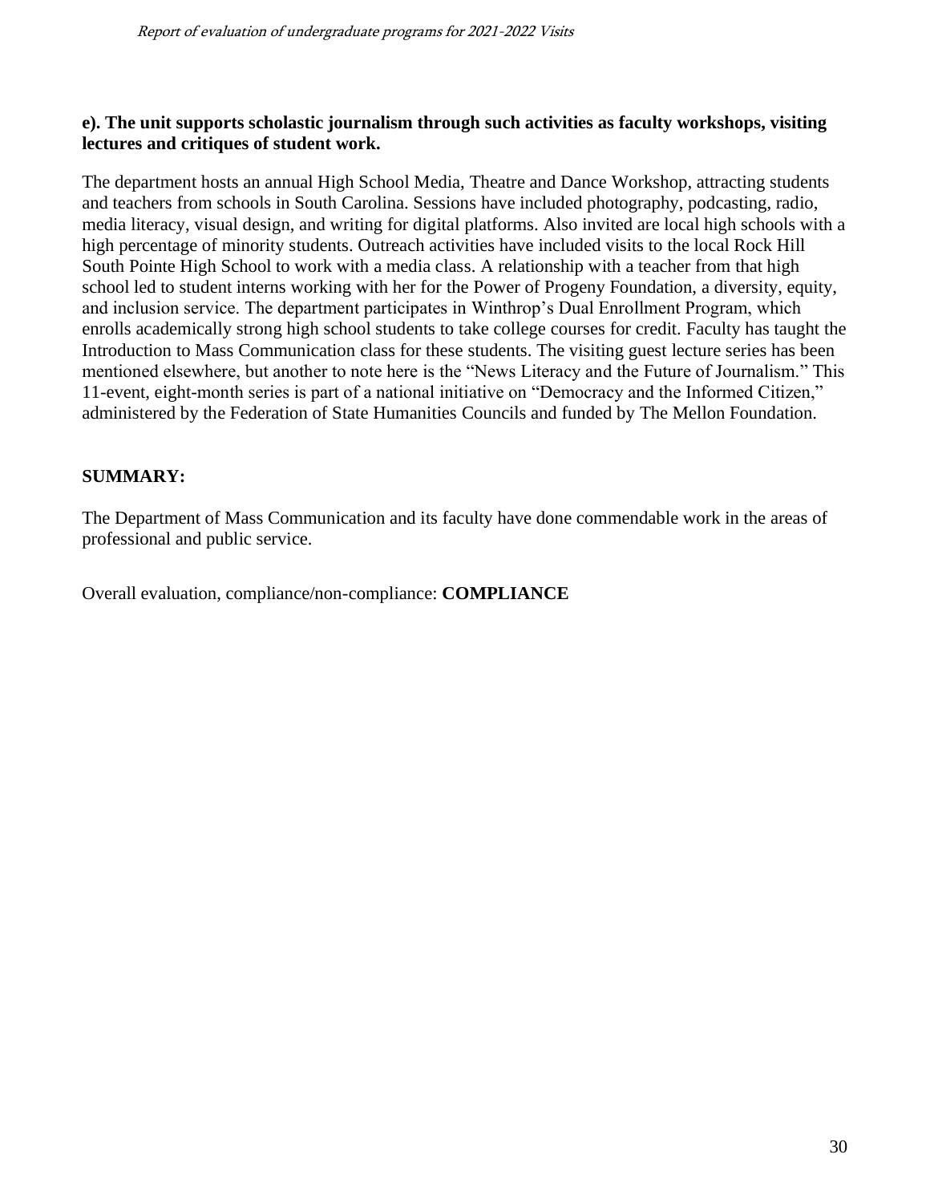**e). The unit supports scholastic journalism through such activities as faculty workshops, visiting lectures and critiques of student work.**

The department hosts an annual High School Media, Theatre and Dance Workshop, attracting students and teachers from schools in South Carolina. Sessions have included photography, podcasting, radio, media literacy, visual design, and writing for digital platforms. Also invited are local high schools with a high percentage of minority students. Outreach activities have included visits to the local Rock Hill South Pointe High School to work with a media class. A relationship with a teacher from that high school led to student interns working with her for the Power of Progeny Foundation, a diversity, equity, and inclusion service. The department participates in Winthrop's Dual Enrollment Program, which enrolls academically strong high school students to take college courses for credit. Faculty has taught the Introduction to Mass Communication class for these students. The visiting guest lecture series has been mentioned elsewhere, but another to note here is the "News Literacy and the Future of Journalism." This 11-event, eight-month series is part of a national initiative on "Democracy and the Informed Citizen," administered by the Federation of State Humanities Councils and funded by The Mellon Foundation.

**SUMMARY:**

The Department of Mass Communication and its faculty have done commendable work in the areas of professional and public service.

Overall evaluation, compliance/non-compliance: **COMPLIANCE**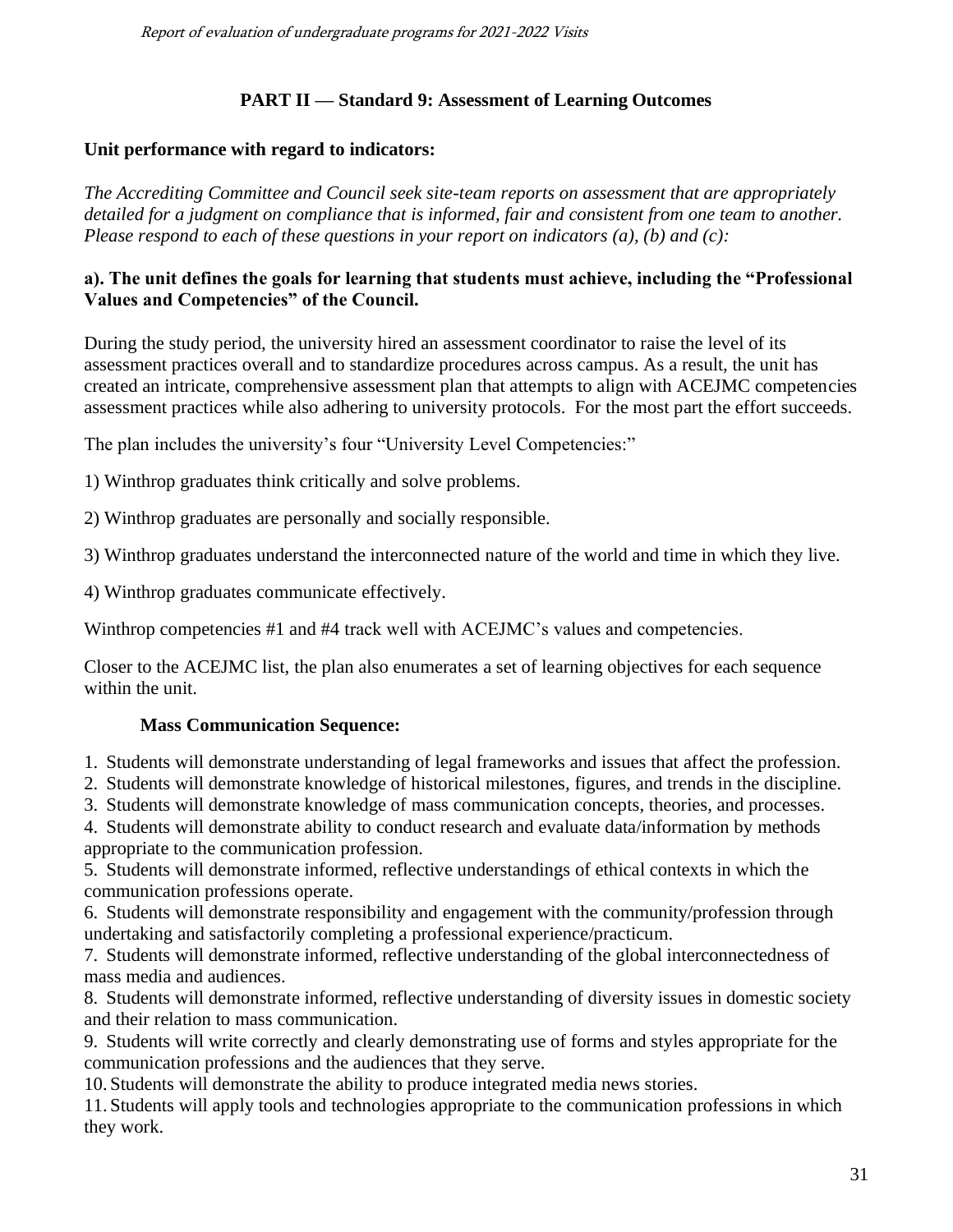## PART II — Standard 9: Assessment of Learning Outcomes

**Unit performance with regard to indicators:**

*The Accrediting Committee and Council seek site-team reports on assessment that are appropriately detailed for a judgment on compliance that is informed, fair and consistent from one team to another. Please respond to each of these questions in your report on indicators (a), (b) and (c):*

**a). The unit defines the goals for learning that students must achieve, including the "Professional Values and Competencies" of the Council.**

During the study period, the university hired an assessment coordinator to raise the level of its assessment practices overall and to standardize procedures across campus. As a result, the unit has created an intricate, comprehensive assessment plan that attempts to align with ACEJMC competencies assessment practices while also adhering to university protocols. For the most part the effort succeeds.

The plan includes the university's four "University Level Competencies:"

1) Winthrop graduates think critically and solve problems.

2) Winthrop graduates are personally and socially responsible.

3) Winthrop graduates understand the interconnected nature of the world and time in which they live.

4) Winthrop graduates communicate effectively.

Winthrop competencies #1 and #4 track well with ACEJMC's values and competencies.

Closer to the ACEJMC list, the plan also enumerates a set of learning objectives for each sequence within the unit.

**Mass Communication Sequence:**

1. Students will demonstrate understanding of legal frameworks and issues that affect the profession.
2. Students will demonstrate knowledge of historical milestones, figures, and trends in the discipline.
3. Students will demonstrate knowledge of mass communication concepts, theories, and processes.
4. Students will demonstrate ability to conduct research and evaluate data/information by methods appropriate to the communication profession.
5. Students will demonstrate informed, reflective understandings of ethical contexts in which the communication professions operate.
6. Students will demonstrate responsibility and engagement with the community/profession through undertaking and satisfactorily completing a professional experience/practicum.
7. Students will demonstrate informed, reflective understanding of the global interconnectedness of mass media and audiences.
8. Students will demonstrate informed, reflective understanding of diversity issues in domestic society and their relation to mass communication.
9. Students will write correctly and clearly demonstrating use of forms and styles appropriate for the communication professions and the audiences that they serve.
10. Students will demonstrate the ability to produce integrated media news stories.
11. Students will apply tools and technologies appropriate to the communication professions in which they work.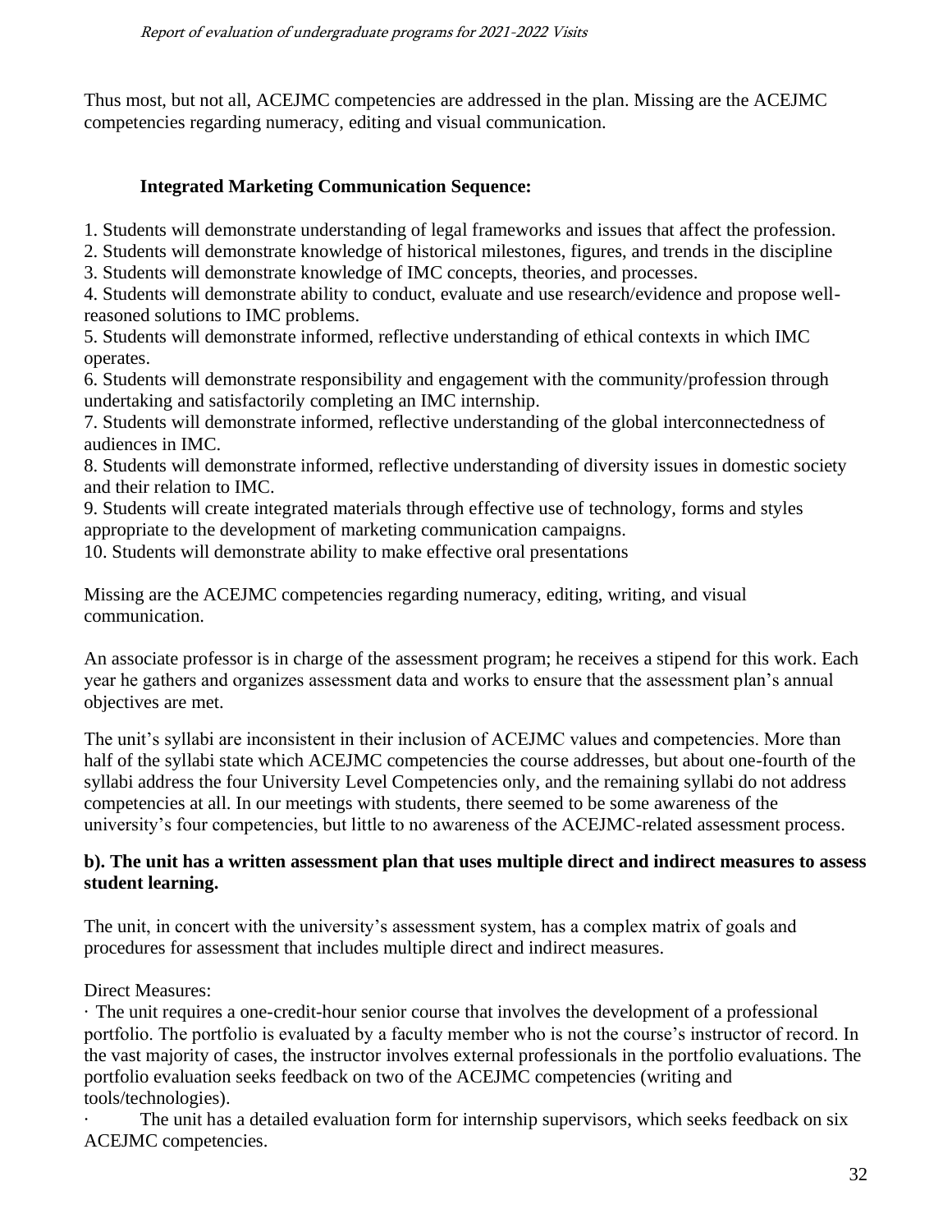Thus most, but not all, ACEJMC competencies are addressed in the plan. Missing are the ACEJMC competencies regarding numeracy, editing and visual communication.

**Integrated Marketing Communication Sequence:**

1. Students will demonstrate understanding of legal frameworks and issues that affect the profession.
2. Students will demonstrate knowledge of historical milestones, figures, and trends in the discipline
3. Students will demonstrate knowledge of IMC concepts, theories, and processes.
4. Students will demonstrate ability to conduct, evaluate and use research/evidence and propose well-reasoned solutions to IMC problems.
5. Students will demonstrate informed, reflective understanding of ethical contexts in which IMC operates.
6. Students will demonstrate responsibility and engagement with the community/profession through undertaking and satisfactorily completing an IMC internship.
7. Students will demonstrate informed, reflective understanding of the global interconnectedness of audiences in IMC.
8. Students will demonstrate informed, reflective understanding of diversity issues in domestic society and their relation to IMC.
9. Students will create integrated materials through effective use of technology, forms and styles appropriate to the development of marketing communication campaigns.
10. Students will demonstrate ability to make effective oral presentations

Missing are the ACEJMC competencies regarding numeracy, editing, writing, and visual communication.

An associate professor is in charge of the assessment program; he receives a stipend for this work. Each year he gathers and organizes assessment data and works to ensure that the assessment plan's annual objectives are met.

The unit's syllabi are inconsistent in their inclusion of ACEJMC values and competencies. More than half of the syllabi state which ACEJMC competencies the course addresses, but about one-fourth of the syllabi address the four University Level Competencies only, and the remaining syllabi do not address competencies at all. In our meetings with students, there seemed to be some awareness of the university's four competencies, but little to no awareness of the ACEJMC-related assessment process.

**b). The unit has a written assessment plan that uses multiple direct and indirect measures to assess student learning.**

The unit, in concert with the university's assessment system, has a complex matrix of goals and procedures for assessment that includes multiple direct and indirect measures.

Direct Measures:

- The unit requires a one-credit-hour senior course that involves the development of a professional portfolio. The portfolio is evaluated by a faculty member who is not the course's instructor of record. In the vast majority of cases, the instructor involves external professionals in the portfolio evaluations. The portfolio evaluation seeks feedback on two of the ACEJMC competencies (writing and tools/technologies).
- The unit has a detailed evaluation form for internship supervisors, which seeks feedback on six ACEJMC competencies.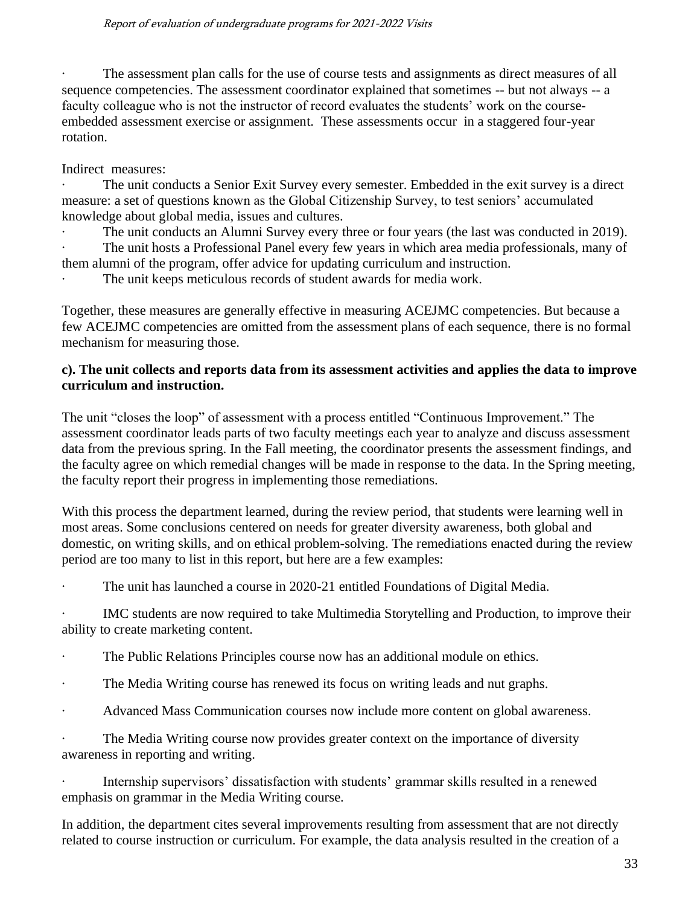- The assessment plan calls for the use of course tests and assignments as direct measures of all sequence competencies. The assessment coordinator explained that sometimes -- but not always -- a faculty colleague who is not the instructor of record evaluates the students' work on the course-embedded assessment exercise or assignment. These assessments occur in a staggered four-year rotation.

Indirect measures:

- The unit conducts a Senior Exit Survey every semester. Embedded in the exit survey is a direct measure: a set of questions known as the Global Citizenship Survey, to test seniors' accumulated knowledge about global media, issues and cultures.
- The unit conducts an Alumni Survey every three or four years (the last was conducted in 2019).
- The unit hosts a Professional Panel every few years in which area media professionals, many of them alumni of the program, offer advice for updating curriculum and instruction.
- The unit keeps meticulous records of student awards for media work.

Together, these measures are generally effective in measuring ACEJMC competencies. But because a few ACEJMC competencies are omitted from the assessment plans of each sequence, there is no formal mechanism for measuring those.

**c). The unit collects and reports data from its assessment activities and applies the data to improve curriculum and instruction.**

The unit "closes the loop" of assessment with a process entitled "Continuous Improvement." The assessment coordinator leads parts of two faculty meetings each year to analyze and discuss assessment data from the previous spring. In the Fall meeting, the coordinator presents the assessment findings, and the faculty agree on which remedial changes will be made in response to the data. In the Spring meeting, the faculty report their progress in implementing those remediations.

With this process the department learned, during the review period, that students were learning well in most areas. Some conclusions centered on needs for greater diversity awareness, both global and domestic, on writing skills, and on ethical problem-solving. The remediations enacted during the review period are too many to list in this report, but here are a few examples:

- The unit has launched a course in 2020-21 entitled Foundations of Digital Media.
- IMC students are now required to take Multimedia Storytelling and Production, to improve their ability to create marketing content.
- The Public Relations Principles course now has an additional module on ethics.
- The Media Writing course has renewed its focus on writing leads and nut graphs.
- Advanced Mass Communication courses now include more content on global awareness.
- The Media Writing course now provides greater context on the importance of diversity awareness in reporting and writing.
- Internship supervisors' dissatisfaction with students' grammar skills resulted in a renewed emphasis on grammar in the Media Writing course.

In addition, the department cites several improvements resulting from assessment that are not directly related to course instruction or curriculum. For example, the data analysis resulted in the creation of a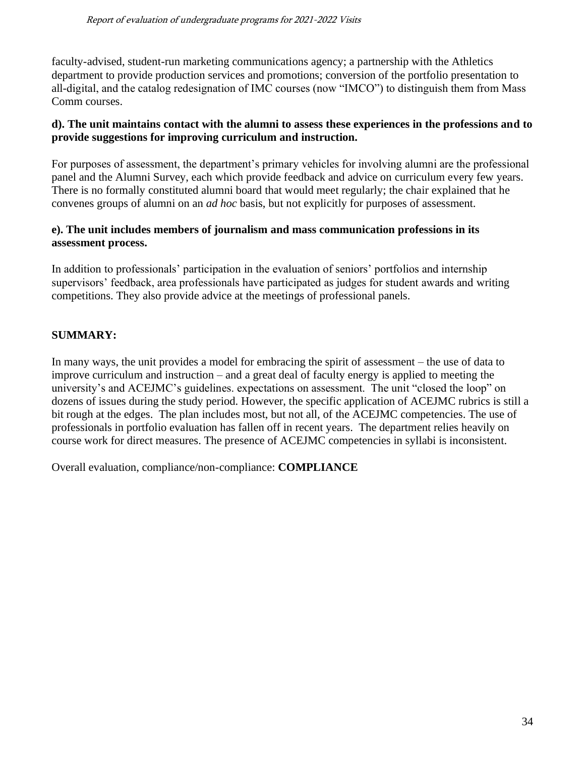faculty-advised, student-run marketing communications agency; a partnership with the Athletics department to provide production services and promotions; conversion of the portfolio presentation to all-digital, and the catalog redesignation of IMC courses (now "IMCO") to distinguish them from Mass Comm courses.

**d). The unit maintains contact with the alumni to assess these experiences in the professions and to provide suggestions for improving curriculum and instruction.**

For purposes of assessment, the department's primary vehicles for involving alumni are the professional panel and the Alumni Survey, each which provide feedback and advice on curriculum every few years. There is no formally constituted alumni board that would meet regularly; the chair explained that he convenes groups of alumni on an *ad hoc* basis, but not explicitly for purposes of assessment.

**e). The unit includes members of journalism and mass communication professions in its assessment process.**

In addition to professionals' participation in the evaluation of seniors' portfolios and internship supervisors' feedback, area professionals have participated as judges for student awards and writing competitions. They also provide advice at the meetings of professional panels.

**SUMMARY:**

In many ways, the unit provides a model for embracing the spirit of assessment – the use of data to improve curriculum and instruction – and a great deal of faculty energy is applied to meeting the university's and ACEJMC's guidelines. expectations on assessment. The unit "closed the loop" on dozens of issues during the study period. However, the specific application of ACEJMC rubrics is still a bit rough at the edges. The plan includes most, but not all, of the ACEJMC competencies. The use of professionals in portfolio evaluation has fallen off in recent years. The department relies heavily on course work for direct measures. The presence of ACEJMC competencies in syllabi is inconsistent.

Overall evaluation, compliance/non-compliance: **COMPLIANCE**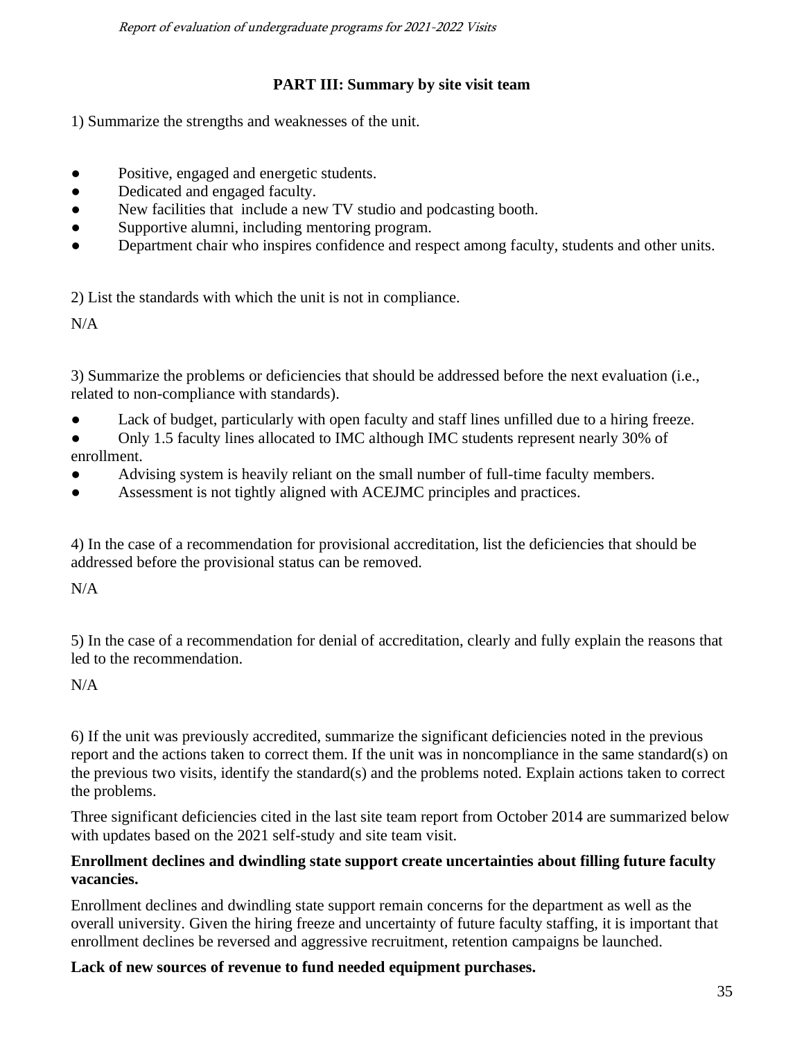## PART III: Summary by site visit team

1) Summarize the strengths and weaknesses of the unit.

- Positive, engaged and energetic students.
- Dedicated and engaged faculty.
- New facilities that include a new TV studio and podcasting booth.
- Supportive alumni, including mentoring program.
- Department chair who inspires confidence and respect among faculty, students and other units.

2) List the standards with which the unit is not in compliance.

N/A

3) Summarize the problems or deficiencies that should be addressed before the next evaluation (i.e., related to non-compliance with standards).

- Lack of budget, particularly with open faculty and staff lines unfilled due to a hiring freeze.
- Only 1.5 faculty lines allocated to IMC although IMC students represent nearly 30% of enrollment.
- Advising system is heavily reliant on the small number of full-time faculty members.
- Assessment is not tightly aligned with ACEJMC principles and practices.

4) In the case of a recommendation for provisional accreditation, list the deficiencies that should be addressed before the provisional status can be removed.

N/A

5) In the case of a recommendation for denial of accreditation, clearly and fully explain the reasons that led to the recommendation.

N/A

6) If the unit was previously accredited, summarize the significant deficiencies noted in the previous report and the actions taken to correct them. If the unit was in noncompliance in the same standard(s) on the previous two visits, identify the standard(s) and the problems noted. Explain actions taken to correct the problems.

Three significant deficiencies cited in the last site team report from October 2014 are summarized below with updates based on the 2021 self-study and site team visit.

**Enrollment declines and dwindling state support create uncertainties about filling future faculty vacancies.**

Enrollment declines and dwindling state support remain concerns for the department as well as the overall university. Given the hiring freeze and uncertainty of future faculty staffing, it is important that enrollment declines be reversed and aggressive recruitment, retention campaigns be launched.

**Lack of new sources of revenue to fund needed equipment purchases.**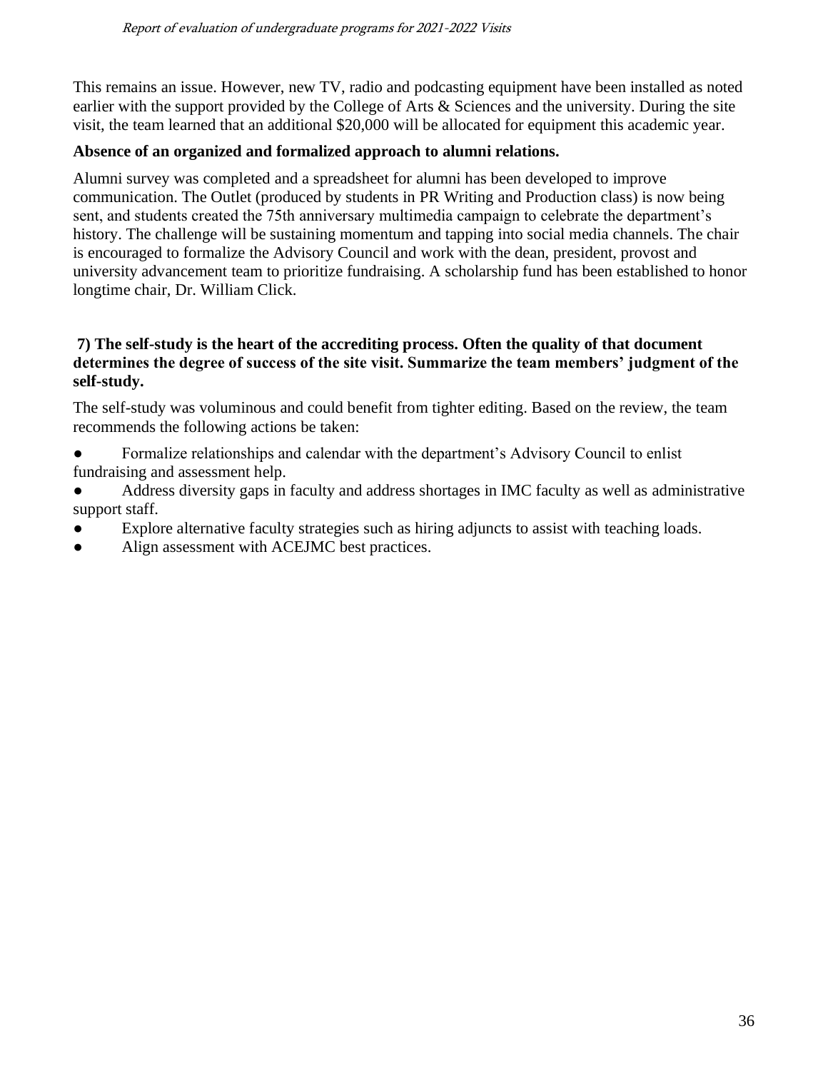This remains an issue. However, new TV, radio and podcasting equipment have been installed as noted earlier with the support provided by the College of Arts & Sciences and the university. During the site visit, the team learned that an additional $20,000 will be allocated for equipment this academic year.

**Absence of an organized and formalized approach to alumni relations.**

Alumni survey was completed and a spreadsheet for alumni has been developed to improve communication. The Outlet (produced by students in PR Writing and Production class) is now being sent, and students created the 75th anniversary multimedia campaign to celebrate the department's history. The challenge will be sustaining momentum and tapping into social media channels. The chair is encouraged to formalize the Advisory Council and work with the dean, president, provost and university advancement team to prioritize fundraising. A scholarship fund has been established to honor longtime chair, Dr. William Click.

**7) The self-study is the heart of the accrediting process. Often the quality of that document determines the degree of success of the site visit. Summarize the team members' judgment of the self-study.**

The self-study was voluminous and could benefit from tighter editing. Based on the review, the team recommends the following actions be taken:

- Formalize relationships and calendar with the department's Advisory Council to enlist fundraising and assessment help.
- Address diversity gaps in faculty and address shortages in IMC faculty as well as administrative support staff.
- Explore alternative faculty strategies such as hiring adjuncts to assist with teaching loads.
- Align assessment with ACEJMC best practices.